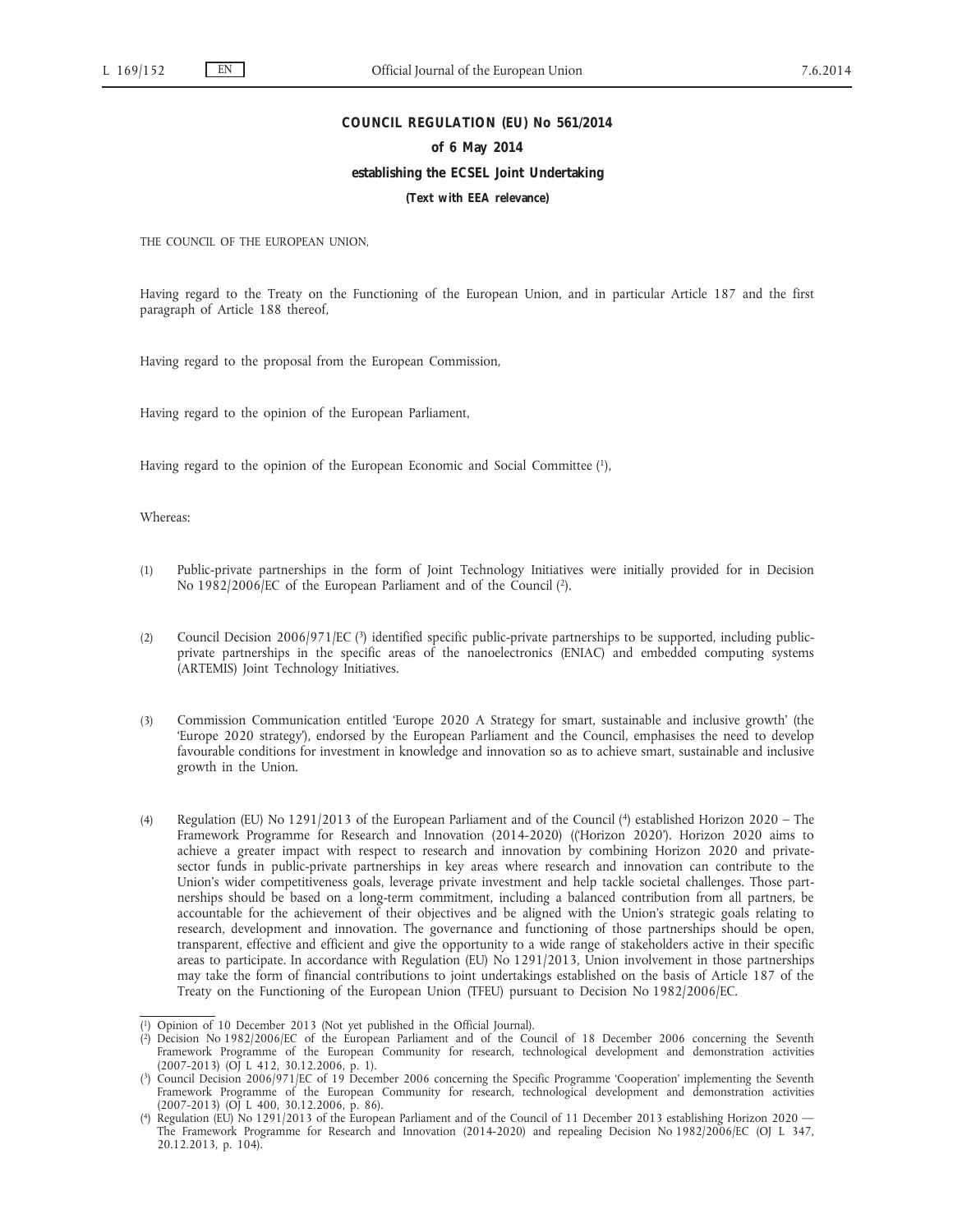# COUNCIL REGULATION (EU) No 561/2014

## of 6 May 2014

## establishing the ECSEL Joint Undertaking

**(Text with EEA relevance)**

THE COUNCIL OF THE EUROPEAN UNION,

Having regard to the Treaty on the Functioning of the European Union, and in particular Article 187 and the first paragraph of Article 188 thereof,

Having regard to the proposal from the European Commission,

Having regard to the opinion of the European Parliament,

Having regard to the opinion of the European Economic and Social Committee [1],

Whereas:

(1) Public-private partnerships in the form of Joint Technology Initiatives were initially provided for in Decision No 1982/2006/EC of the European Parliament and of the Council [2].

(2) Council Decision 2006/971/EC [3] identified specific public-private partnerships to be supported, including public-private partnerships in the specific areas of the nanoelectronics (ENIAC) and embedded computing systems (ARTEMIS) Joint Technology Initiatives.

(3) Commission Communication entitled 'Europe 2020 A Strategy for smart, sustainable and inclusive growth' (the 'Europe 2020 strategy'), endorsed by the European Parliament and the Council, emphasises the need to develop favourable conditions for investment in knowledge and innovation so as to achieve smart, sustainable and inclusive growth in the Union.

(4) Regulation (EU) No 1291/2013 of the European Parliament and of the Council [4] established Horizon 2020 – The Framework Programme for Research and Innovation (2014-2020) (('Horizon 2020'). Horizon 2020 aims to achieve a greater impact with respect to research and innovation by combining Horizon 2020 and private-sector funds in public-private partnerships in key areas where research and innovation can contribute to the Union's wider competitiveness goals, leverage private investment and help tackle societal challenges. Those partnerships should be based on a long-term commitment, including a balanced contribution from all partners, be accountable for the achievement of their objectives and be aligned with the Union's strategic goals relating to research, development and innovation. The governance and functioning of those partnerships should be open, transparent, effective and efficient and give the opportunity to a wide range of stakeholders active in their specific areas to participate. In accordance with Regulation (EU) No 1291/2013, Union involvement in those partnerships may take the form of financial contributions to joint undertakings established on the basis of Article 187 of the Treaty on the Functioning of the European Union (TFEU) pursuant to Decision No 1982/2006/EC.

---

[1] Opinion of 10 December 2013 (Not yet published in the Official Journal).

[2] Decision No 1982/2006/EC of the European Parliament and of the Council of 18 December 2006 concerning the Seventh Framework Programme of the European Community for research, technological development and demonstration activities (2007-2013) (OJ L 412, 30.12.2006, p. 1).

[3] Council Decision 2006/971/EC of 19 December 2006 concerning the Specific Programme 'Cooperation' implementing the Seventh Framework Programme of the European Community for research, technological development and demonstration activities (2007-2013) (OJ L 400, 30.12.2006, p. 86).

[4] Regulation (EU) No 1291/2013 of the European Parliament and of the Council of 11 December 2013 establishing Horizon 2020 — The Framework Programme for Research and Innovation (2014-2020) and repealing Decision No 1982/2006/EC (OJ L 347, 20.12.2013, p. 104).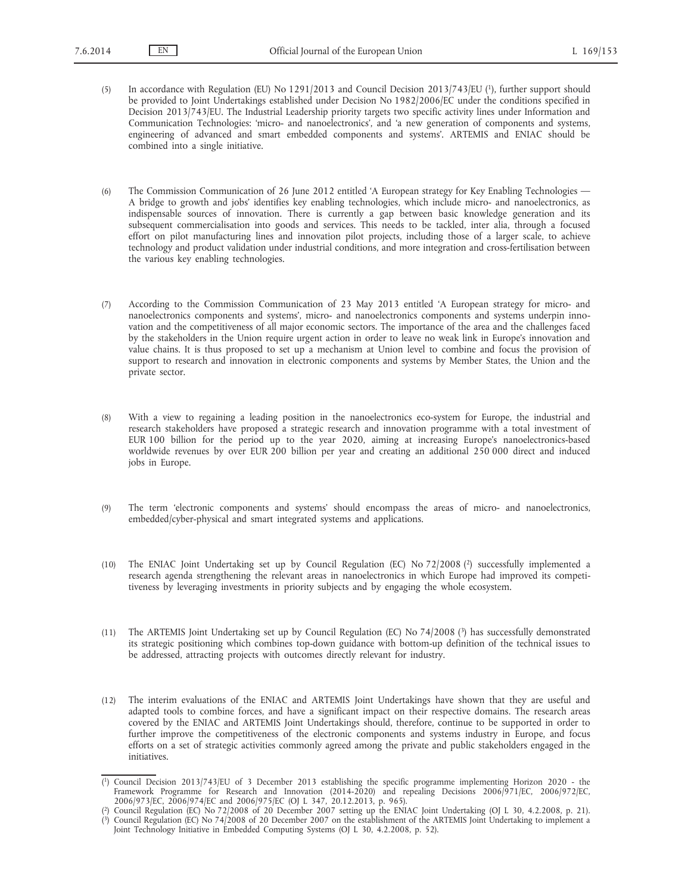(5) In accordance with Regulation (EU) No 1291/2013 and Council Decision 2013/743/EU [1], further support should be provided to Joint Undertakings established under Decision No 1982/2006/EC under the conditions specified in Decision 2013/743/EU. The Industrial Leadership priority targets two specific activity lines under Information and Communication Technologies: 'micro- and nanoelectronics', and 'a new generation of components and systems, engineering of advanced and smart embedded components and systems'. ARTEMIS and ENIAC should be combined into a single initiative.

(6) The Commission Communication of 26 June 2012 entitled 'A European strategy for Key Enabling Technologies — A bridge to growth and jobs' identifies key enabling technologies, which include micro- and nanoelectronics, as indispensable sources of innovation. There is currently a gap between basic knowledge generation and its subsequent commercialisation into goods and services. This needs to be tackled, inter alia, through a focused effort on pilot manufacturing lines and innovation pilot projects, including those of a larger scale, to achieve technology and product validation under industrial conditions, and more integration and cross-fertilisation between the various key enabling technologies.

(7) According to the Commission Communication of 23 May 2013 entitled 'A European strategy for micro- and nanoelectronics components and systems', micro- and nanoelectronics components and systems underpin innovation and the competitiveness of all major economic sectors. The importance of the area and the challenges faced by the stakeholders in the Union require urgent action in order to leave no weak link in Europe's innovation and value chains. It is thus proposed to set up a mechanism at Union level to combine and focus the provision of support to research and innovation in electronic components and systems by Member States, the Union and the private sector.

(8) With a view to regaining a leading position in the nanoelectronics eco-system for Europe, the industrial and research stakeholders have proposed a strategic research and innovation programme with a total investment of EUR 100 billion for the period up to the year 2020, aiming at increasing Europe's nanoelectronics-based worldwide revenues by over EUR 200 billion per year and creating an additional 250 000 direct and induced jobs in Europe.

(9) The term 'electronic components and systems' should encompass the areas of micro- and nanoelectronics, embedded/cyber-physical and smart integrated systems and applications.

(10) The ENIAC Joint Undertaking set up by Council Regulation (EC) No 72/2008 [2] successfully implemented a research agenda strengthening the relevant areas in nanoelectronics in which Europe had improved its competitiveness by leveraging investments in priority subjects and by engaging the whole ecosystem.

(11) The ARTEMIS Joint Undertaking set up by Council Regulation (EC) No 74/2008 [3] has successfully demonstrated its strategic positioning which combines top-down guidance with bottom-up definition of the technical issues to be addressed, attracting projects with outcomes directly relevant for industry.

(12) The interim evaluations of the ENIAC and ARTEMIS Joint Undertakings have shown that they are useful and adapted tools to combine forces, and have a significant impact on their respective domains. The research areas covered by the ENIAC and ARTEMIS Joint Undertakings should, therefore, continue to be supported in order to further improve the competitiveness of the electronic components and systems industry in Europe, and focus efforts on a set of strategic activities commonly agreed among the private and public stakeholders engaged in the initiatives.

---

[1] Council Decision 2013/743/EU of 3 December 2013 establishing the specific programme implementing Horizon 2020 - the Framework Programme for Research and Innovation (2014-2020) and repealing Decisions 2006/971/EC, 2006/972/EC, 2006/973/EC, 2006/974/EC and 2006/975/EC (OJ L 347, 20.12.2013, p. 965).

[2] Council Regulation (EC) No 72/2008 of 20 December 2007 setting up the ENIAC Joint Undertaking (OJ L 30, 4.2.2008, p. 21).

[3] Council Regulation (EC) No 74/2008 of 20 December 2007 on the establishment of the ARTEMIS Joint Undertaking to implement a Joint Technology Initiative in Embedded Computing Systems (OJ L 30, 4.2.2008, p. 52).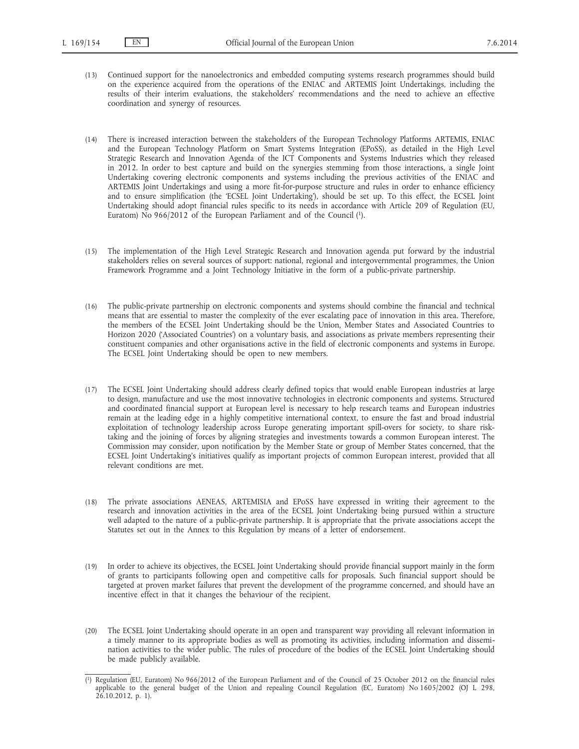(13) Continued support for the nanoelectronics and embedded computing systems research programmes should build on the experience acquired from the operations of the ENIAC and ARTEMIS Joint Undertakings, including the results of their interim evaluations, the stakeholders' recommendations and the need to achieve an effective coordination and synergy of resources.

(14) There is increased interaction between the stakeholders of the European Technology Platforms ARTEMIS, ENIAC and the European Technology Platform on Smart Systems Integration (EPoSS), as detailed in the High Level Strategic Research and Innovation Agenda of the ICT Components and Systems Industries which they released in 2012. In order to best capture and build on the synergies stemming from those interactions, a single Joint Undertaking covering electronic components and systems including the previous activities of the ENIAC and ARTEMIS Joint Undertakings and using a more fit-for-purpose structure and rules in order to enhance efficiency and to ensure simplification (the 'ECSEL Joint Undertaking'), should be set up. To this effect, the ECSEL Joint Undertaking should adopt financial rules specific to its needs in accordance with Article 209 of Regulation (EU, Euratom) No 966/2012 of the European Parliament and of the Council [1].

(15) The implementation of the High Level Strategic Research and Innovation agenda put forward by the industrial stakeholders relies on several sources of support: national, regional and intergovernmental programmes, the Union Framework Programme and a Joint Technology Initiative in the form of a public-private partnership.

(16) The public-private partnership on electronic components and systems should combine the financial and technical means that are essential to master the complexity of the ever escalating pace of innovation in this area. Therefore, the members of the ECSEL Joint Undertaking should be the Union, Member States and Associated Countries to Horizon 2020 ('Associated Countries') on a voluntary basis, and associations as private members representing their constituent companies and other organisations active in the field of electronic components and systems in Europe. The ECSEL Joint Undertaking should be open to new members.

(17) The ECSEL Joint Undertaking should address clearly defined topics that would enable European industries at large to design, manufacture and use the most innovative technologies in electronic components and systems. Structured and coordinated financial support at European level is necessary to help research teams and European industries remain at the leading edge in a highly competitive international context, to ensure the fast and broad industrial exploitation of technology leadership across Europe generating important spill-overs for society, to share risk-taking and the joining of forces by aligning strategies and investments towards a common European interest. The Commission may consider, upon notification by the Member State or group of Member States concerned, that the ECSEL Joint Undertaking's initiatives qualify as important projects of common European interest, provided that all relevant conditions are met.

(18) The private associations AENEAS, ARTEMISIA and EPoSS have expressed in writing their agreement to the research and innovation activities in the area of the ECSEL Joint Undertaking being pursued within a structure well adapted to the nature of a public-private partnership. It is appropriate that the private associations accept the Statutes set out in the Annex to this Regulation by means of a letter of endorsement.

(19) In order to achieve its objectives, the ECSEL Joint Undertaking should provide financial support mainly in the form of grants to participants following open and competitive calls for proposals. Such financial support should be targeted at proven market failures that prevent the development of the programme concerned, and should have an incentive effect in that it changes the behaviour of the recipient.

(20) The ECSEL Joint Undertaking should operate in an open and transparent way providing all relevant information in a timely manner to its appropriate bodies as well as promoting its activities, including information and dissemination activities to the wider public. The rules of procedure of the bodies of the ECSEL Joint Undertaking should be made publicly available.

---

[1] Regulation (EU, Euratom) No 966/2012 of the European Parliament and of the Council of 25 October 2012 on the financial rules applicable to the general budget of the Union and repealing Council Regulation (EC, Euratom) No 1605/2002 (OJ L 298, 26.10.2012, p. 1).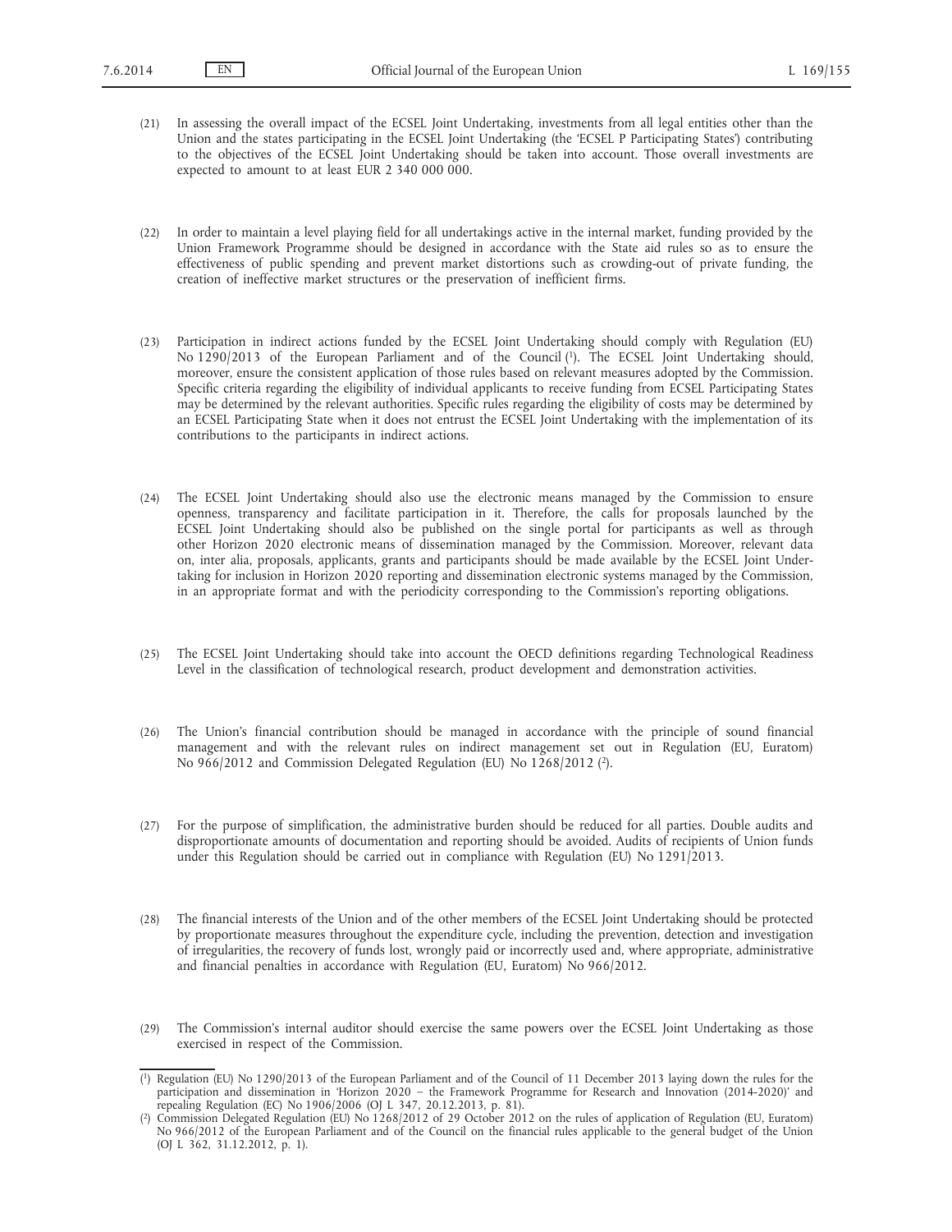(21) In assessing the overall impact of the ECSEL Joint Undertaking, investments from all legal entities other than the Union and the states participating in the ECSEL Joint Undertaking (the 'ECSEL P Participating States') contributing to the objectives of the ECSEL Joint Undertaking should be taken into account. Those overall investments are expected to amount to at least EUR 2 340 000 000.

(22) In order to maintain a level playing field for all undertakings active in the internal market, funding provided by the Union Framework Programme should be designed in accordance with the State aid rules so as to ensure the effectiveness of public spending and prevent market distortions such as crowding-out of private funding, the creation of ineffective market structures or the preservation of inefficient firms.

(23) Participation in indirect actions funded by the ECSEL Joint Undertaking should comply with Regulation (EU) No 1290/2013 of the European Parliament and of the Council [1]. The ECSEL Joint Undertaking should, moreover, ensure the consistent application of those rules based on relevant measures adopted by the Commission. Specific criteria regarding the eligibility of individual applicants to receive funding from ECSEL Participating States may be determined by the relevant authorities. Specific rules regarding the eligibility of costs may be determined by an ECSEL Participating State when it does not entrust the ECSEL Joint Undertaking with the implementation of its contributions to the participants in indirect actions.

(24) The ECSEL Joint Undertaking should also use the electronic means managed by the Commission to ensure openness, transparency and facilitate participation in it. Therefore, the calls for proposals launched by the ECSEL Joint Undertaking should also be published on the single portal for participants as well as through other Horizon 2020 electronic means of dissemination managed by the Commission. Moreover, relevant data on, inter alia, proposals, applicants, grants and participants should be made available by the ECSEL Joint Undertaking for inclusion in Horizon 2020 reporting and dissemination electronic systems managed by the Commission, in an appropriate format and with the periodicity corresponding to the Commission's reporting obligations.

(25) The ECSEL Joint Undertaking should take into account the OECD definitions regarding Technological Readiness Level in the classification of technological research, product development and demonstration activities.

(26) The Union's financial contribution should be managed in accordance with the principle of sound financial management and with the relevant rules on indirect management set out in Regulation (EU, Euratom) No 966/2012 and Commission Delegated Regulation (EU) No 1268/2012 [2].

(27) For the purpose of simplification, the administrative burden should be reduced for all parties. Double audits and disproportionate amounts of documentation and reporting should be avoided. Audits of recipients of Union funds under this Regulation should be carried out in compliance with Regulation (EU) No 1291/2013.

(28) The financial interests of the Union and of the other members of the ECSEL Joint Undertaking should be protected by proportionate measures throughout the expenditure cycle, including the prevention, detection and investigation of irregularities, the recovery of funds lost, wrongly paid or incorrectly used and, where appropriate, administrative and financial penalties in accordance with Regulation (EU, Euratom) No 966/2012.

(29) The Commission's internal auditor should exercise the same powers over the ECSEL Joint Undertaking as those exercised in respect of the Commission.

---

[1] Regulation (EU) No 1290/2013 of the European Parliament and of the Council of 11 December 2013 laying down the rules for the participation and dissemination in 'Horizon 2020 — the Framework Programme for Research and Innovation (2014-2020)' and repealing Regulation (EC) No 1906/2006 (OJ L 347, 20.12.2013, p. 81).

[2] Commission Delegated Regulation (EU) No 1268/2012 of 29 October 2012 on the rules of application of Regulation (EU, Euratom) No 966/2012 of the European Parliament and of the Council on the financial rules applicable to the general budget of the Union (OJ L 362, 31.12.2012, p. 1).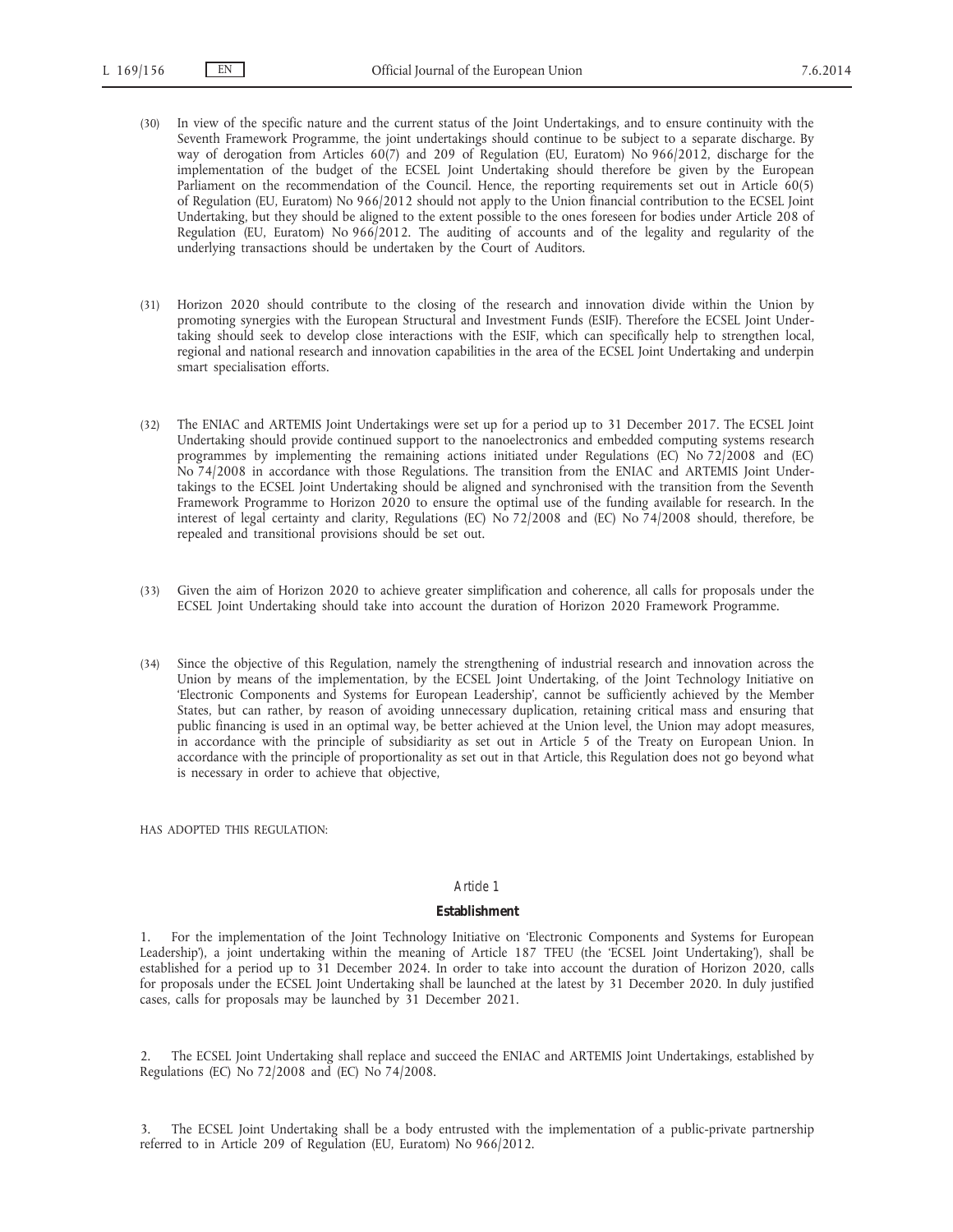(30) In view of the specific nature and the current status of the Joint Undertakings, and to ensure continuity with the Seventh Framework Programme, the joint undertakings should continue to be subject to a separate discharge. By way of derogation from Articles 60(7) and 209 of Regulation (EU, Euratom) No 966/2012, discharge for the implementation of the budget of the ECSEL Joint Undertaking should therefore be given by the European Parliament on the recommendation of the Council. Hence, the reporting requirements set out in Article 60(5) of Regulation (EU, Euratom) No 966/2012 should not apply to the Union financial contribution to the ECSEL Joint Undertaking, but they should be aligned to the extent possible to the ones foreseen for bodies under Article 208 of Regulation (EU, Euratom) No 966/2012. The auditing of accounts and of the legality and regularity of the underlying transactions should be undertaken by the Court of Auditors.

(31) Horizon 2020 should contribute to the closing of the research and innovation divide within the Union by promoting synergies with the European Structural and Investment Funds (ESIF). Therefore the ECSEL Joint Undertaking should seek to develop close interactions with the ESIF, which can specifically help to strengthen local, regional and national research and innovation capabilities in the area of the ECSEL Joint Undertaking and underpin smart specialisation efforts.

(32) The ENIAC and ARTEMIS Joint Undertakings were set up for a period up to 31 December 2017. The ECSEL Joint Undertaking should provide continued support to the nanoelectronics and embedded computing systems research programmes by implementing the remaining actions initiated under Regulations (EC) No 72/2008 and (EC) No 74/2008 in accordance with those Regulations. The transition from the ENIAC and ARTEMIS Joint Undertakings to the ECSEL Joint Undertaking should be aligned and synchronised with the transition from the Seventh Framework Programme to Horizon 2020 to ensure the optimal use of the funding available for research. In the interest of legal certainty and clarity, Regulations (EC) No 72/2008 and (EC) No 74/2008 should, therefore, be repealed and transitional provisions should be set out.

(33) Given the aim of Horizon 2020 to achieve greater simplification and coherence, all calls for proposals under the ECSEL Joint Undertaking should take into account the duration of Horizon 2020 Framework Programme.

(34) Since the objective of this Regulation, namely the strengthening of industrial research and innovation across the Union by means of the implementation, by the ECSEL Joint Undertaking, of the Joint Technology Initiative on 'Electronic Components and Systems for European Leadership', cannot be sufficiently achieved by the Member States, but can rather, by reason of avoiding unnecessary duplication, retaining critical mass and ensuring that public financing is used in an optimal way, be better achieved at the Union level, the Union may adopt measures, in accordance with the principle of subsidiarity as set out in Article 5 of the Treaty on European Union. In accordance with the principle of proportionality as set out in that Article, this Regulation does not go beyond what is necessary in order to achieve that objective,

HAS ADOPTED THIS REGULATION:

*Article 1*

**Establishment**

1. For the implementation of the Joint Technology Initiative on 'Electronic Components and Systems for European Leadership'), a joint undertaking within the meaning of Article 187 TFEU (the 'ECSEL Joint Undertaking'), shall be established for a period up to 31 December 2024. In order to take into account the duration of Horizon 2020, calls for proposals under the ECSEL Joint Undertaking shall be launched at the latest by 31 December 2020. In duly justified cases, calls for proposals may be launched by 31 December 2021.

2. The ECSEL Joint Undertaking shall replace and succeed the ENIAC and ARTEMIS Joint Undertakings, established by Regulations (EC) No 72/2008 and (EC) No 74/2008.

3. The ECSEL Joint Undertaking shall be a body entrusted with the implementation of a public-private partnership referred to in Article 209 of Regulation (EU, Euratom) No 966/2012.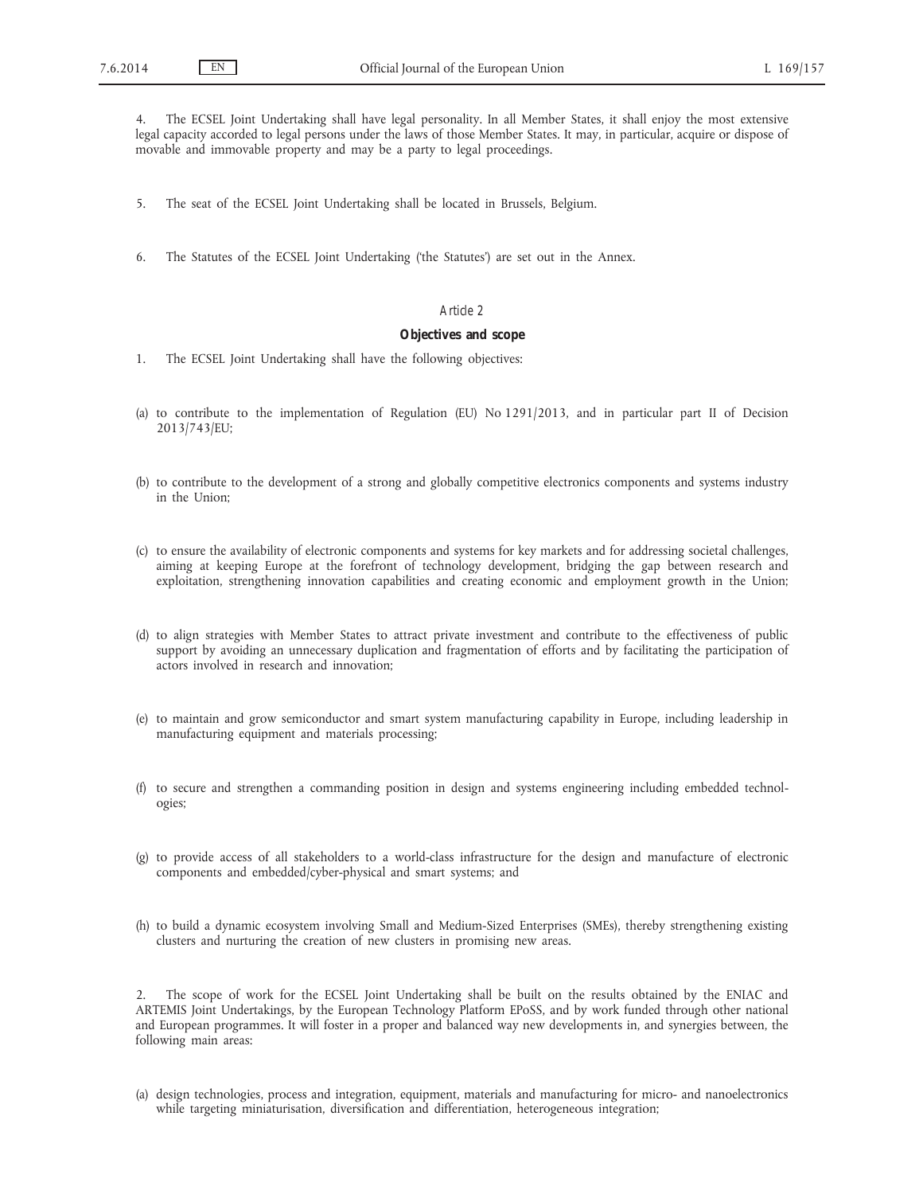4. The ECSEL Joint Undertaking shall have legal personality. In all Member States, it shall enjoy the most extensive legal capacity accorded to legal persons under the laws of those Member States. It may, in particular, acquire or dispose of movable and immovable property and may be a party to legal proceedings.

5. The seat of the ECSEL Joint Undertaking shall be located in Brussels, Belgium.

6. The Statutes of the ECSEL Joint Undertaking ('the Statutes') are set out in the Annex.

*Article 2*

**Objectives and scope**

1. The ECSEL Joint Undertaking shall have the following objectives:

(a) to contribute to the implementation of Regulation (EU) No 1291/2013, and in particular part II of Decision 2013/743/EU;

(b) to contribute to the development of a strong and globally competitive electronics components and systems industry in the Union;

(c) to ensure the availability of electronic components and systems for key markets and for addressing societal challenges, aiming at keeping Europe at the forefront of technology development, bridging the gap between research and exploitation, strengthening innovation capabilities and creating economic and employment growth in the Union;

(d) to align strategies with Member States to attract private investment and contribute to the effectiveness of public support by avoiding an unnecessary duplication and fragmentation of efforts and by facilitating the participation of actors involved in research and innovation;

(e) to maintain and grow semiconductor and smart system manufacturing capability in Europe, including leadership in manufacturing equipment and materials processing;

(f) to secure and strengthen a commanding position in design and systems engineering including embedded technologies;

(g) to provide access of all stakeholders to a world-class infrastructure for the design and manufacture of electronic components and embedded/cyber-physical and smart systems; and

(h) to build a dynamic ecosystem involving Small and Medium-Sized Enterprises (SMEs), thereby strengthening existing clusters and nurturing the creation of new clusters in promising new areas.

2. The scope of work for the ECSEL Joint Undertaking shall be built on the results obtained by the ENIAC and ARTEMIS Joint Undertakings, by the European Technology Platform EPoSS, and by work funded through other national and European programmes. It will foster in a proper and balanced way new developments in, and synergies between, the following main areas:

(a) design technologies, process and integration, equipment, materials and manufacturing for micro- and nanoelectronics while targeting miniaturisation, diversification and differentiation, heterogeneous integration;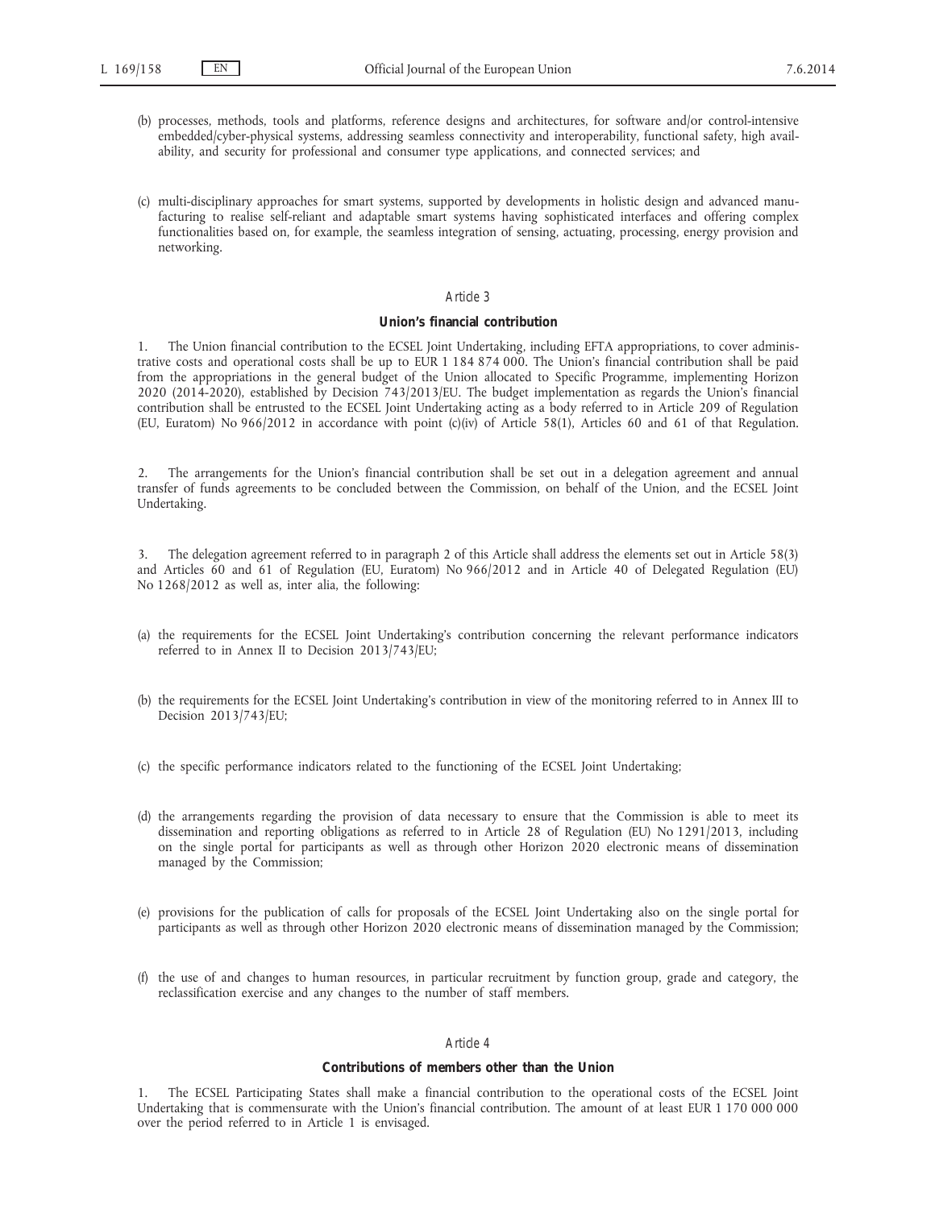(b) processes, methods, tools and platforms, reference designs and architectures, for software and/or control-intensive embedded/cyber-physical systems, addressing seamless connectivity and interoperability, functional safety, high availability, and security for professional and consumer type applications, and connected services; and

(c) multi-disciplinary approaches for smart systems, supported by developments in holistic design and advanced manufacturing to realise self-reliant and adaptable smart systems having sophisticated interfaces and offering complex functionalities based on, for example, the seamless integration of sensing, actuating, processing, energy provision and networking.

*Article 3*

**Union's financial contribution**

1. The Union financial contribution to the ECSEL Joint Undertaking, including EFTA appropriations, to cover administrative costs and operational costs shall be up to EUR 1 184 874 000. The Union's financial contribution shall be paid from the appropriations in the general budget of the Union allocated to Specific Programme, implementing Horizon 2020 (2014-2020), established by Decision 743/2013/EU. The budget implementation as regards the Union's financial contribution shall be entrusted to the ECSEL Joint Undertaking acting as a body referred to in Article 209 of Regulation (EU, Euratom) No 966/2012 in accordance with point (c)(iv) of Article 58(1), Articles 60 and 61 of that Regulation.

2. The arrangements for the Union's financial contribution shall be set out in a delegation agreement and annual transfer of funds agreements to be concluded between the Commission, on behalf of the Union, and the ECSEL Joint Undertaking.

3. The delegation agreement referred to in paragraph 2 of this Article shall address the elements set out in Article 58(3) and Articles 60 and 61 of Regulation (EU, Euratom) No 966/2012 and in Article 40 of Delegated Regulation (EU) No 1268/2012 as well as, inter alia, the following:

(a) the requirements for the ECSEL Joint Undertaking's contribution concerning the relevant performance indicators referred to in Annex II to Decision 2013/743/EU;

(b) the requirements for the ECSEL Joint Undertaking's contribution in view of the monitoring referred to in Annex III to Decision 2013/743/EU;

(c) the specific performance indicators related to the functioning of the ECSEL Joint Undertaking;

(d) the arrangements regarding the provision of data necessary to ensure that the Commission is able to meet its dissemination and reporting obligations as referred to in Article 28 of Regulation (EU) No 1291/2013, including on the single portal for participants as well as through other Horizon 2020 electronic means of dissemination managed by the Commission;

(e) provisions for the publication of calls for proposals of the ECSEL Joint Undertaking also on the single portal for participants as well as through other Horizon 2020 electronic means of dissemination managed by the Commission;

(f) the use of and changes to human resources, in particular recruitment by function group, grade and category, the reclassification exercise and any changes to the number of staff members.

*Article 4*

**Contributions of members other than the Union**

1. The ECSEL Participating States shall make a financial contribution to the operational costs of the ECSEL Joint Undertaking that is commensurate with the Union's financial contribution. The amount of at least EUR 1 170 000 000 over the period referred to in Article 1 is envisaged.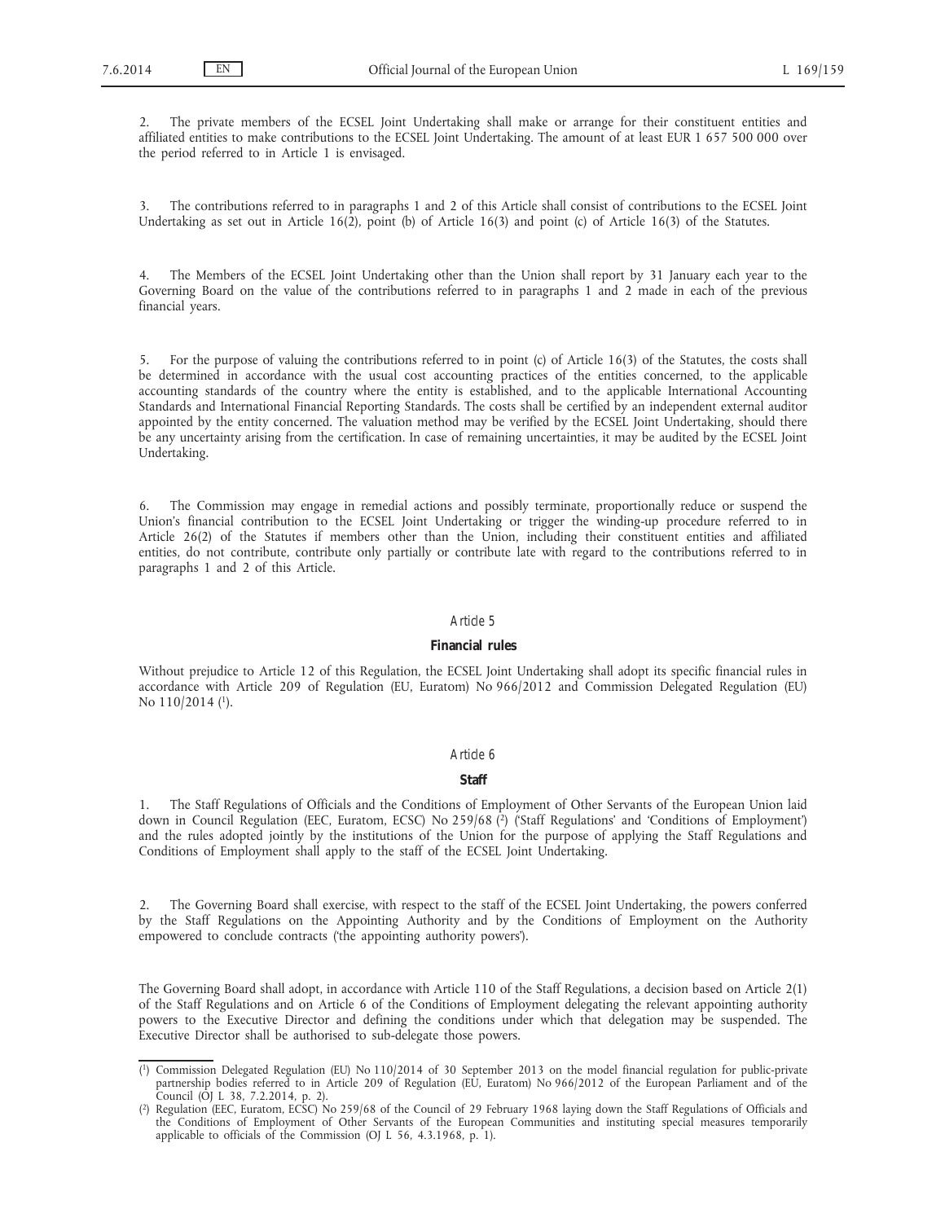2. The private members of the ECSEL Joint Undertaking shall make or arrange for their constituent entities and affiliated entities to make contributions to the ECSEL Joint Undertaking. The amount of at least EUR 1 657 500 000 over the period referred to in Article 1 is envisaged.

3. The contributions referred to in paragraphs 1 and 2 of this Article shall consist of contributions to the ECSEL Joint Undertaking as set out in Article 16(2), point (b) of Article 16(3) and point (c) of Article 16(3) of the Statutes.

4. The Members of the ECSEL Joint Undertaking other than the Union shall report by 31 January each year to the Governing Board on the value of the contributions referred to in paragraphs 1 and 2 made in each of the previous financial years.

5. For the purpose of valuing the contributions referred to in point (c) of Article 16(3) of the Statutes, the costs shall be determined in accordance with the usual cost accounting practices of the entities concerned, to the applicable accounting standards of the country where the entity is established, and to the applicable International Accounting Standards and International Financial Reporting Standards. The costs shall be certified by an independent external auditor appointed by the entity concerned. The valuation method may be verified by the ECSEL Joint Undertaking, should there be any uncertainty arising from the certification. In case of remaining uncertainties, it may be audited by the ECSEL Joint Undertaking.

6. The Commission may engage in remedial actions and possibly terminate, proportionally reduce or suspend the Union's financial contribution to the ECSEL Joint Undertaking or trigger the winding-up procedure referred to in Article 26(2) of the Statutes if members other than the Union, including their constituent entities and affiliated entities, do not contribute, contribute only partially or contribute late with regard to the contributions referred to in paragraphs 1 and 2 of this Article.

*Article 5*

**Financial rules**

Without prejudice to Article 12 of this Regulation, the ECSEL Joint Undertaking shall adopt its specific financial rules in accordance with Article 209 of Regulation (EU, Euratom) No 966/2012 and Commission Delegated Regulation (EU) No 110/2014 [1].

*Article 6*

**Staff**

1. The Staff Regulations of Officials and the Conditions of Employment of Other Servants of the European Union laid down in Council Regulation (EEC, Euratom, ECSC) No 259/68 [2] ('Staff Regulations' and 'Conditions of Employment') and the rules adopted jointly by the institutions of the Union for the purpose of applying the Staff Regulations and Conditions of Employment shall apply to the staff of the ECSEL Joint Undertaking.

2. The Governing Board shall exercise, with respect to the staff of the ECSEL Joint Undertaking, the powers conferred by the Staff Regulations on the Appointing Authority and by the Conditions of Employment on the Authority empowered to conclude contracts ('the appointing authority powers').

The Governing Board shall adopt, in accordance with Article 110 of the Staff Regulations, a decision based on Article 2(1) of the Staff Regulations and on Article 6 of the Conditions of Employment delegating the relevant appointing authority powers to the Executive Director and defining the conditions under which that delegation may be suspended. The Executive Director shall be authorised to sub-delegate those powers.

---

[1] Commission Delegated Regulation (EU) No 110/2014 of 30 September 2013 on the model financial regulation for public-private partnership bodies referred to in Article 209 of Regulation (EU, Euratom) No 966/2012 of the European Parliament and of the Council (OJ L 38, 7.2.2014, p. 2).

[2] Regulation (EEC, Euratom, ECSC) No 259/68 of the Council of 29 February 1968 laying down the Staff Regulations of Officials and the Conditions of Employment of Other Servants of the European Communities and instituting special measures temporarily applicable to officials of the Commission (OJ L 56, 4.3.1968, p. 1).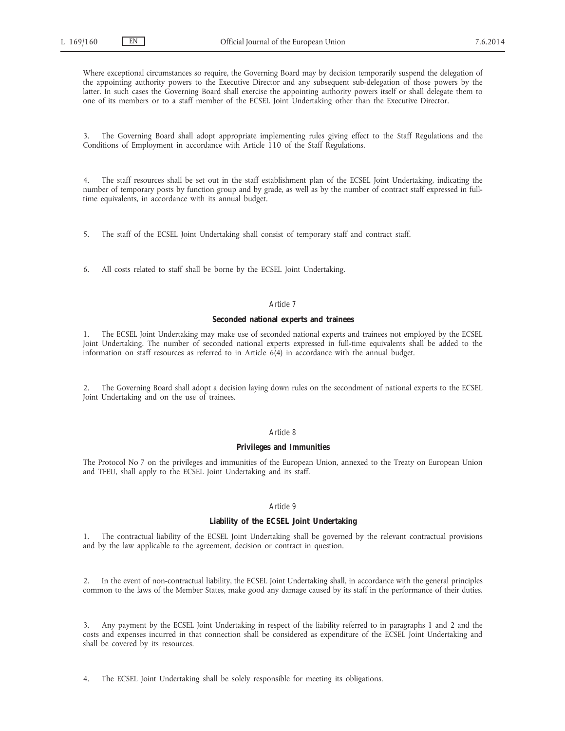Where exceptional circumstances so require, the Governing Board may by decision temporarily suspend the delegation of the appointing authority powers to the Executive Director and any subsequent sub-delegation of those powers by the latter. In such cases the Governing Board shall exercise the appointing authority powers itself or shall delegate them to one of its members or to a staff member of the ECSEL Joint Undertaking other than the Executive Director.

3. The Governing Board shall adopt appropriate implementing rules giving effect to the Staff Regulations and the Conditions of Employment in accordance with Article 110 of the Staff Regulations.

4. The staff resources shall be set out in the staff establishment plan of the ECSEL Joint Undertaking, indicating the number of temporary posts by function group and by grade, as well as by the number of contract staff expressed in full-time equivalents, in accordance with its annual budget.

5. The staff of the ECSEL Joint Undertaking shall consist of temporary staff and contract staff.

6. All costs related to staff shall be borne by the ECSEL Joint Undertaking.

*Article 7*

**Seconded national experts and trainees**

1. The ECSEL Joint Undertaking may make use of seconded national experts and trainees not employed by the ECSEL Joint Undertaking. The number of seconded national experts expressed in full-time equivalents shall be added to the information on staff resources as referred to in Article 6(4) in accordance with the annual budget.

2. The Governing Board shall adopt a decision laying down rules on the secondment of national experts to the ECSEL Joint Undertaking and on the use of trainees.

*Article 8*

**Privileges and Immunities**

The Protocol No 7 on the privileges and immunities of the European Union, annexed to the Treaty on European Union and TFEU, shall apply to the ECSEL Joint Undertaking and its staff.

*Article 9*

**Liability of the ECSEL Joint Undertaking**

1. The contractual liability of the ECSEL Joint Undertaking shall be governed by the relevant contractual provisions and by the law applicable to the agreement, decision or contract in question.

2. In the event of non-contractual liability, the ECSEL Joint Undertaking shall, in accordance with the general principles common to the laws of the Member States, make good any damage caused by its staff in the performance of their duties.

3. Any payment by the ECSEL Joint Undertaking in respect of the liability referred to in paragraphs 1 and 2 and the costs and expenses incurred in that connection shall be considered as expenditure of the ECSEL Joint Undertaking and shall be covered by its resources.

4. The ECSEL Joint Undertaking shall be solely responsible for meeting its obligations.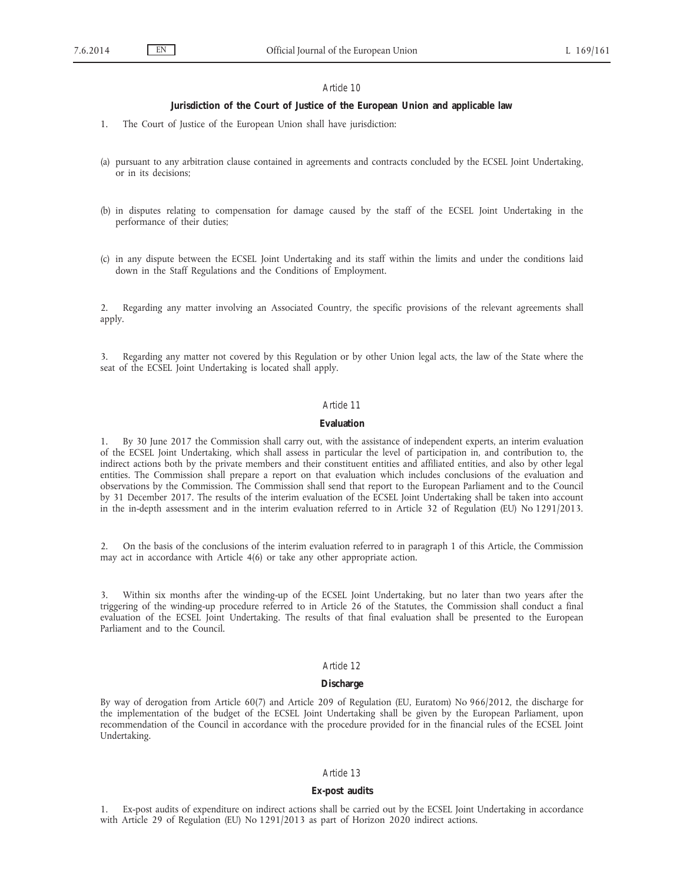### Article 10

**Jurisdiction of the Court of Justice of the European Union and applicable law**

1. The Court of Justice of the European Union shall have jurisdiction:

(a) pursuant to any arbitration clause contained in agreements and contracts concluded by the ECSEL Joint Undertaking, or in its decisions;

(b) in disputes relating to compensation for damage caused by the staff of the ECSEL Joint Undertaking in the performance of their duties;

(c) in any dispute between the ECSEL Joint Undertaking and its staff within the limits and under the conditions laid down in the Staff Regulations and the Conditions of Employment.

2. Regarding any matter involving an Associated Country, the specific provisions of the relevant agreements shall apply.

3. Regarding any matter not covered by this Regulation or by other Union legal acts, the law of the State where the seat of the ECSEL Joint Undertaking is located shall apply.

### Article 11

**Evaluation**

1. By 30 June 2017 the Commission shall carry out, with the assistance of independent experts, an interim evaluation of the ECSEL Joint Undertaking, which shall assess in particular the level of participation in, and contribution to, the indirect actions both by the private members and their constituent entities and affiliated entities, and also by other legal entities. The Commission shall prepare a report on that evaluation which includes conclusions of the evaluation and observations by the Commission. The Commission shall send that report to the European Parliament and to the Council by 31 December 2017. The results of the interim evaluation of the ECSEL Joint Undertaking shall be taken into account in the in-depth assessment and in the interim evaluation referred to in Article 32 of Regulation (EU) No 1291/2013.

2. On the basis of the conclusions of the interim evaluation referred to in paragraph 1 of this Article, the Commission may act in accordance with Article 4(6) or take any other appropriate action.

3. Within six months after the winding-up of the ECSEL Joint Undertaking, but no later than two years after the triggering of the winding-up procedure referred to in Article 26 of the Statutes, the Commission shall conduct a final evaluation of the ECSEL Joint Undertaking. The results of that final evaluation shall be presented to the European Parliament and to the Council.

### Article 12

**Discharge**

By way of derogation from Article 60(7) and Article 209 of Regulation (EU, Euratom) No 966/2012, the discharge for the implementation of the budget of the ECSEL Joint Undertaking shall be given by the European Parliament, upon recommendation of the Council in accordance with the procedure provided for in the financial rules of the ECSEL Joint Undertaking.

### Article 13

**Ex-post audits**

1. Ex-post audits of expenditure on indirect actions shall be carried out by the ECSEL Joint Undertaking in accordance with Article 29 of Regulation (EU) No 1291/2013 as part of Horizon 2020 indirect actions.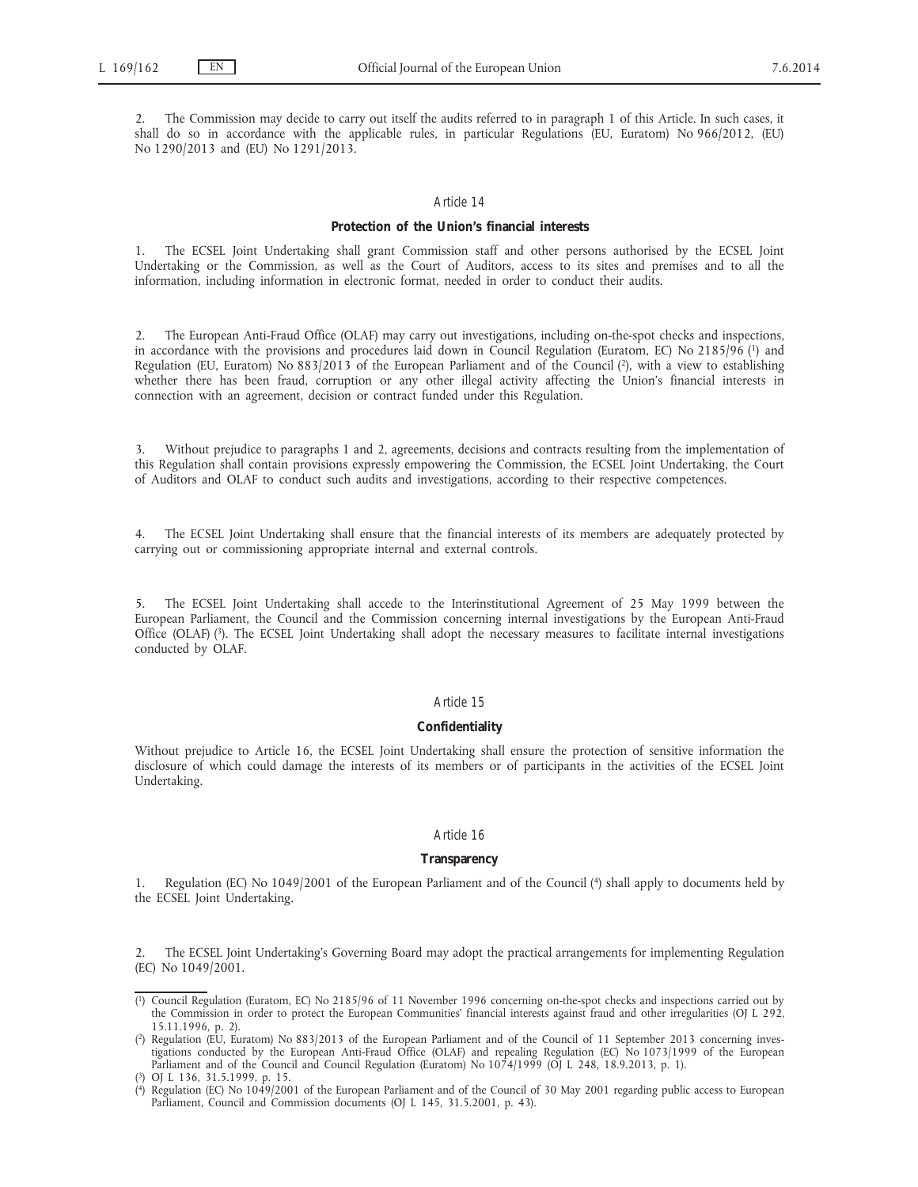2. The Commission may decide to carry out itself the audits referred to in paragraph 1 of this Article. In such cases, it shall do so in accordance with the applicable rules, in particular Regulations (EU, Euratom) No 966/2012, (EU) No 1290/2013 and (EU) No 1291/2013.

*Article 14*

**Protection of the Union's financial interests**

1. The ECSEL Joint Undertaking shall grant Commission staff and other persons authorised by the ECSEL Joint Undertaking or the Commission, as well as the Court of Auditors, access to its sites and premises and to all the information, including information in electronic format, needed in order to conduct their audits.

2. The European Anti-Fraud Office (OLAF) may carry out investigations, including on-the-spot checks and inspections, in accordance with the provisions and procedures laid down in Council Regulation (Euratom, EC) No 2185/96 [1] and Regulation (EU, Euratom) No 883/2013 of the European Parliament and of the Council [2], with a view to establishing whether there has been fraud, corruption or any other illegal activity affecting the Union's financial interests in connection with an agreement, decision or contract funded under this Regulation.

3. Without prejudice to paragraphs 1 and 2, agreements, decisions and contracts resulting from the implementation of this Regulation shall contain provisions expressly empowering the Commission, the ECSEL Joint Undertaking, the Court of Auditors and OLAF to conduct such audits and investigations, according to their respective competences.

4. The ECSEL Joint Undertaking shall ensure that the financial interests of its members are adequately protected by carrying out or commissioning appropriate internal and external controls.

5. The ECSEL Joint Undertaking shall accede to the Interinstitutional Agreement of 25 May 1999 between the European Parliament, the Council and the Commission concerning internal investigations by the European Anti-Fraud Office (OLAF) [3]. The ECSEL Joint Undertaking shall adopt the necessary measures to facilitate internal investigations conducted by OLAF.

*Article 15*

**Confidentiality**

Without prejudice to Article 16, the ECSEL Joint Undertaking shall ensure the protection of sensitive information the disclosure of which could damage the interests of its members or of participants in the activities of the ECSEL Joint Undertaking.

*Article 16*

**Transparency**

1. Regulation (EC) No 1049/2001 of the European Parliament and of the Council [4] shall apply to documents held by the ECSEL Joint Undertaking.

2. The ECSEL Joint Undertaking's Governing Board may adopt the practical arrangements for implementing Regulation (EC) No 1049/2001.

---

[1] Council Regulation (Euratom, EC) No 2185/96 of 11 November 1996 concerning on-the-spot checks and inspections carried out by the Commission in order to protect the European Communities' financial interests against fraud and other irregularities (OJ L 292, 15.11.1996, p. 2).

[2] Regulation (EU, Euratom) No 883/2013 of the European Parliament and of the Council of 11 September 2013 concerning investigations conducted by the European Anti-Fraud Office (OLAF) and repealing Regulation (EC) No 1073/1999 of the European Parliament and of the Council and Council Regulation (Euratom) No 1074/1999 (OJ L 248, 18.9.2013, p. 1).

[3] OJ L 136, 31.5.1999, p. 15.

[4] Regulation (EC) No 1049/2001 of the European Parliament and of the Council of 30 May 2001 regarding public access to European Parliament, Council and Commission documents (OJ L 145, 31.5.2001, p. 43).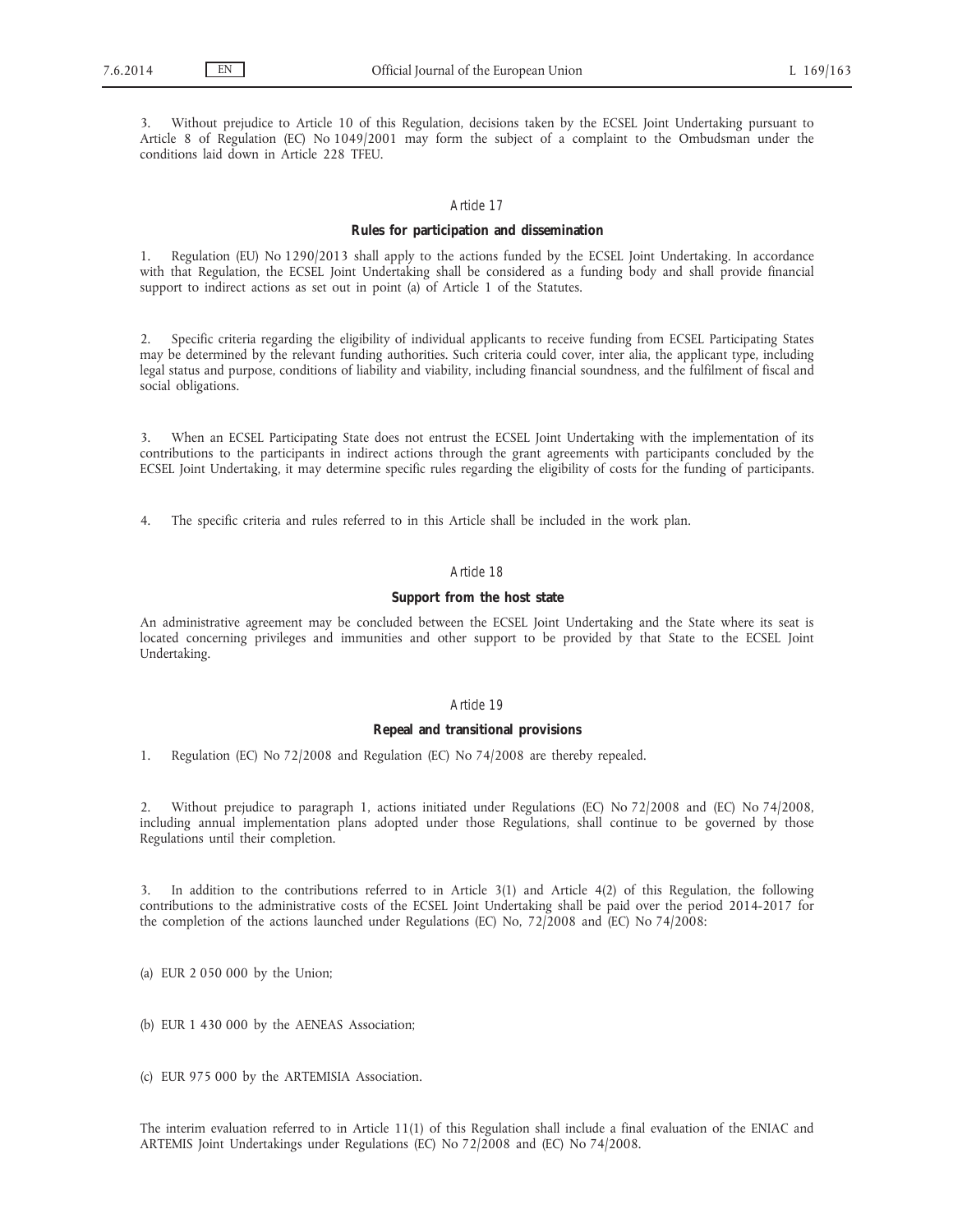3. Without prejudice to Article 10 of this Regulation, decisions taken by the ECSEL Joint Undertaking pursuant to Article 8 of Regulation (EC) No 1049/2001 may form the subject of a complaint to the Ombudsman under the conditions laid down in Article 228 TFEU.

*Article 17*

**Rules for participation and dissemination**

1. Regulation (EU) No 1290/2013 shall apply to the actions funded by the ECSEL Joint Undertaking. In accordance with that Regulation, the ECSEL Joint Undertaking shall be considered as a funding body and shall provide financial support to indirect actions as set out in point (a) of Article 1 of the Statutes.

2. Specific criteria regarding the eligibility of individual applicants to receive funding from ECSEL Participating States may be determined by the relevant funding authorities. Such criteria could cover, inter alia, the applicant type, including legal status and purpose, conditions of liability and viability, including financial soundness, and the fulfilment of fiscal and social obligations.

3. When an ECSEL Participating State does not entrust the ECSEL Joint Undertaking with the implementation of its contributions to the participants in indirect actions through the grant agreements with participants concluded by the ECSEL Joint Undertaking, it may determine specific rules regarding the eligibility of costs for the funding of participants.

4. The specific criteria and rules referred to in this Article shall be included in the work plan.

*Article 18*

**Support from the host state**

An administrative agreement may be concluded between the ECSEL Joint Undertaking and the State where its seat is located concerning privileges and immunities and other support to be provided by that State to the ECSEL Joint Undertaking.

*Article 19*

**Repeal and transitional provisions**

1. Regulation (EC) No 72/2008 and Regulation (EC) No 74/2008 are thereby repealed.

2. Without prejudice to paragraph 1, actions initiated under Regulations (EC) No 72/2008 and (EC) No 74/2008, including annual implementation plans adopted under those Regulations, shall continue to be governed by those Regulations until their completion.

3. In addition to the contributions referred to in Article 3(1) and Article 4(2) of this Regulation, the following contributions to the administrative costs of the ECSEL Joint Undertaking shall be paid over the period 2014-2017 for the completion of the actions launched under Regulations (EC) No, 72/2008 and (EC) No 74/2008:

(a) EUR 2 050 000 by the Union;

(b) EUR 1 430 000 by the AENEAS Association;

(c) EUR 975 000 by the ARTEMISIA Association.

The interim evaluation referred to in Article 11(1) of this Regulation shall include a final evaluation of the ENIAC and ARTEMIS Joint Undertakings under Regulations (EC) No 72/2008 and (EC) No 74/2008.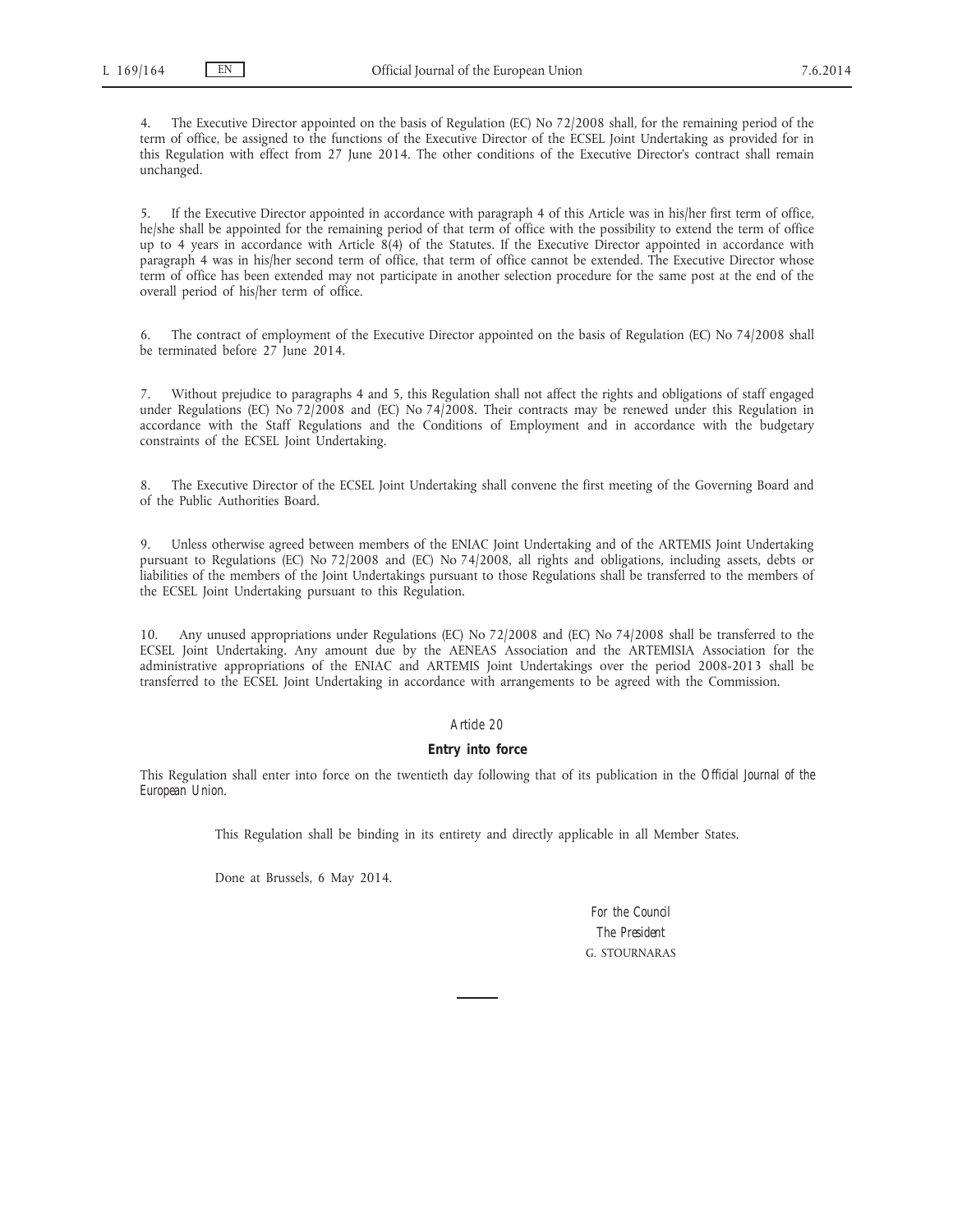4. The Executive Director appointed on the basis of Regulation (EC) No 72/2008 shall, for the remaining period of the term of office, be assigned to the functions of the Executive Director of the ECSEL Joint Undertaking as provided for in this Regulation with effect from 27 June 2014. The other conditions of the Executive Director's contract shall remain unchanged.

5. If the Executive Director appointed in accordance with paragraph 4 of this Article was in his/her first term of office, he/she shall be appointed for the remaining period of that term of office with the possibility to extend the term of office up to 4 years in accordance with Article 8(4) of the Statutes. If the Executive Director appointed in accordance with paragraph 4 was in his/her second term of office, that term of office cannot be extended. The Executive Director whose term of office has been extended may not participate in another selection procedure for the same post at the end of the overall period of his/her term of office.

6. The contract of employment of the Executive Director appointed on the basis of Regulation (EC) No 74/2008 shall be terminated before 27 June 2014.

7. Without prejudice to paragraphs 4 and 5, this Regulation shall not affect the rights and obligations of staff engaged under Regulations (EC) No 72/2008 and (EC) No 74/2008. Their contracts may be renewed under this Regulation in accordance with the Staff Regulations and the Conditions of Employment and in accordance with the budgetary constraints of the ECSEL Joint Undertaking.

8. The Executive Director of the ECSEL Joint Undertaking shall convene the first meeting of the Governing Board and of the Public Authorities Board.

9. Unless otherwise agreed between members of the ENIAC Joint Undertaking and of the ARTEMIS Joint Undertaking pursuant to Regulations (EC) No 72/2008 and (EC) No 74/2008, all rights and obligations, including assets, debts or liabilities of the members of the Joint Undertakings pursuant to those Regulations shall be transferred to the members of the ECSEL Joint Undertaking pursuant to this Regulation.

10. Any unused appropriations under Regulations (EC) No 72/2008 and (EC) No 74/2008 shall be transferred to the ECSEL Joint Undertaking. Any amount due by the AENEAS Association and the ARTEMISIA Association for the administrative appropriations of the ENIAC and ARTEMIS Joint Undertakings over the period 2008-2013 shall be transferred to the ECSEL Joint Undertaking in accordance with arrangements to be agreed with the Commission.

*Article 20*

**Entry into force**

This Regulation shall enter into force on the twentieth day following that of its publication in the *Official Journal of the European Union*.

This Regulation shall be binding in its entirety and directly applicable in all Member States.

Done at Brussels, 6 May 2014.

*For the Council*

*The President*

G. STOURNARAS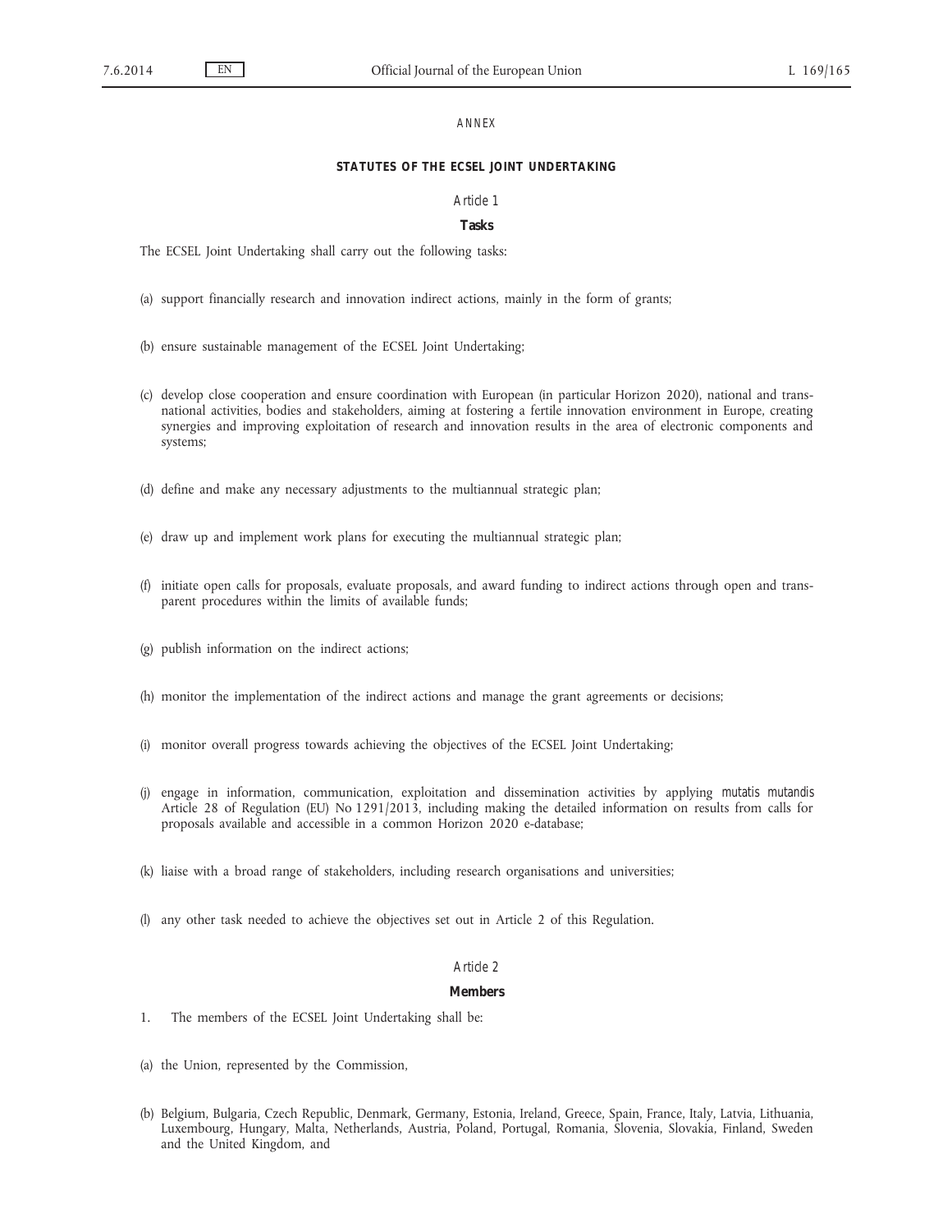ANNEX

## STATUTES OF THE ECSEL JOINT UNDERTAKING

### *Article 1*

### **Tasks**

The ECSEL Joint Undertaking shall carry out the following tasks:

(a) support financially research and innovation indirect actions, mainly in the form of grants;

(b) ensure sustainable management of the ECSEL Joint Undertaking;

(c) develop close cooperation and ensure coordination with European (in particular Horizon 2020), national and transnational activities, bodies and stakeholders, aiming at fostering a fertile innovation environment in Europe, creating synergies and improving exploitation of research and innovation results in the area of electronic components and systems;

(d) define and make any necessary adjustments to the multiannual strategic plan;

(e) draw up and implement work plans for executing the multiannual strategic plan;

(f) initiate open calls for proposals, evaluate proposals, and award funding to indirect actions through open and transparent procedures within the limits of available funds;

(g) publish information on the indirect actions;

(h) monitor the implementation of the indirect actions and manage the grant agreements or decisions;

(i) monitor overall progress towards achieving the objectives of the ECSEL Joint Undertaking;

(j) engage in information, communication, exploitation and dissemination activities by applying *mutatis mutandis* Article 28 of Regulation (EU) No 1291/2013, including making the detailed information on results from calls for proposals available and accessible in a common Horizon 2020 e-database;

(k) liaise with a broad range of stakeholders, including research organisations and universities;

(l) any other task needed to achieve the objectives set out in Article 2 of this Regulation.

### *Article 2*

### **Members**

1. The members of the ECSEL Joint Undertaking shall be:

(a) the Union, represented by the Commission,

(b) Belgium, Bulgaria, Czech Republic, Denmark, Germany, Estonia, Ireland, Greece, Spain, France, Italy, Latvia, Lithuania, Luxembourg, Hungary, Malta, Netherlands, Austria, Poland, Portugal, Romania, Slovenia, Slovakia, Finland, Sweden and the United Kingdom, and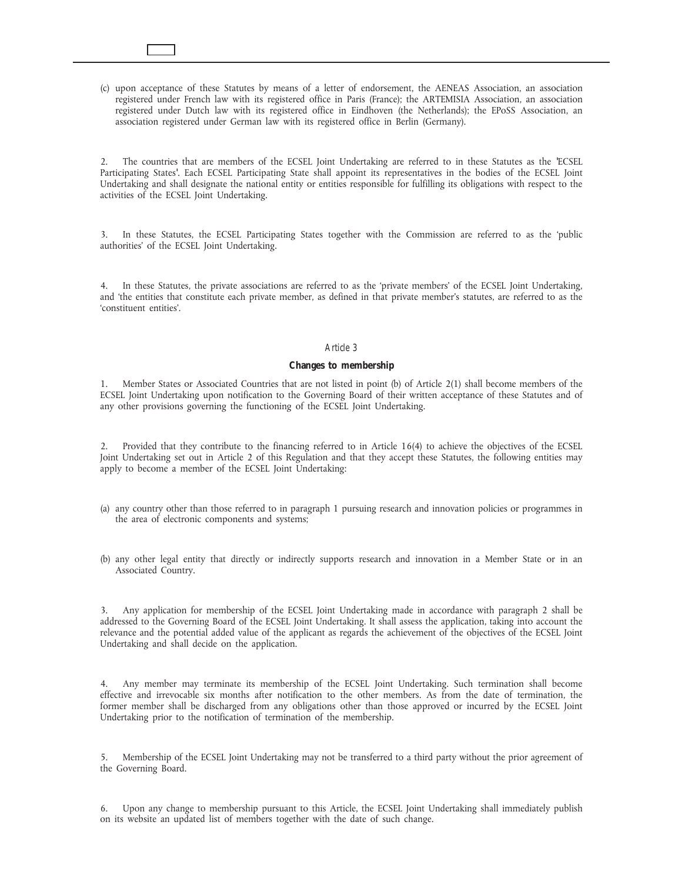(c) upon acceptance of these Statutes by means of a letter of endorsement, the AENEAS Association, an association registered under French law with its registered office in Paris (France); the ARTEMISIA Association, an association registered under Dutch law with its registered office in Eindhoven (the Netherlands); the EPoSS Association, an association registered under German law with its registered office in Berlin (Germany).

2. The countries that are members of the ECSEL Joint Undertaking are referred to in these Statutes as the 'ECSEL Participating States'. Each ECSEL Participating State shall appoint its representatives in the bodies of the ECSEL Joint Undertaking and shall designate the national entity or entities responsible for fulfilling its obligations with respect to the activities of the ECSEL Joint Undertaking.

3. In these Statutes, the ECSEL Participating States together with the Commission are referred to as the 'public authorities' of the ECSEL Joint Undertaking.

4. In these Statutes, the private associations are referred to as the 'private members' of the ECSEL Joint Undertaking, and 'the entities that constitute each private member, as defined in that private member's statutes, are referred to as the 'constituent entities'.

*Article 3*

**Changes to membership**

1. Member States or Associated Countries that are not listed in point (b) of Article 2(1) shall become members of the ECSEL Joint Undertaking upon notification to the Governing Board of their written acceptance of these Statutes and of any other provisions governing the functioning of the ECSEL Joint Undertaking.

2. Provided that they contribute to the financing referred to in Article 16(4) to achieve the objectives of the ECSEL Joint Undertaking set out in Article 2 of this Regulation and that they accept these Statutes, the following entities may apply to become a member of the ECSEL Joint Undertaking:

(a) any country other than those referred to in paragraph 1 pursuing research and innovation policies or programmes in the area of electronic components and systems;

(b) any other legal entity that directly or indirectly supports research and innovation in a Member State or in an Associated Country.

3. Any application for membership of the ECSEL Joint Undertaking made in accordance with paragraph 2 shall be addressed to the Governing Board of the ECSEL Joint Undertaking. It shall assess the application, taking into account the relevance and the potential added value of the applicant as regards the achievement of the objectives of the ECSEL Joint Undertaking and shall decide on the application.

4. Any member may terminate its membership of the ECSEL Joint Undertaking. Such termination shall become effective and irrevocable six months after notification to the other members. As from the date of termination, the former member shall be discharged from any obligations other than those approved or incurred by the ECSEL Joint Undertaking prior to the notification of termination of the membership.

5. Membership of the ECSEL Joint Undertaking may not be transferred to a third party without the prior agreement of the Governing Board.

6. Upon any change to membership pursuant to this Article, the ECSEL Joint Undertaking shall immediately publish on its website an updated list of members together with the date of such change.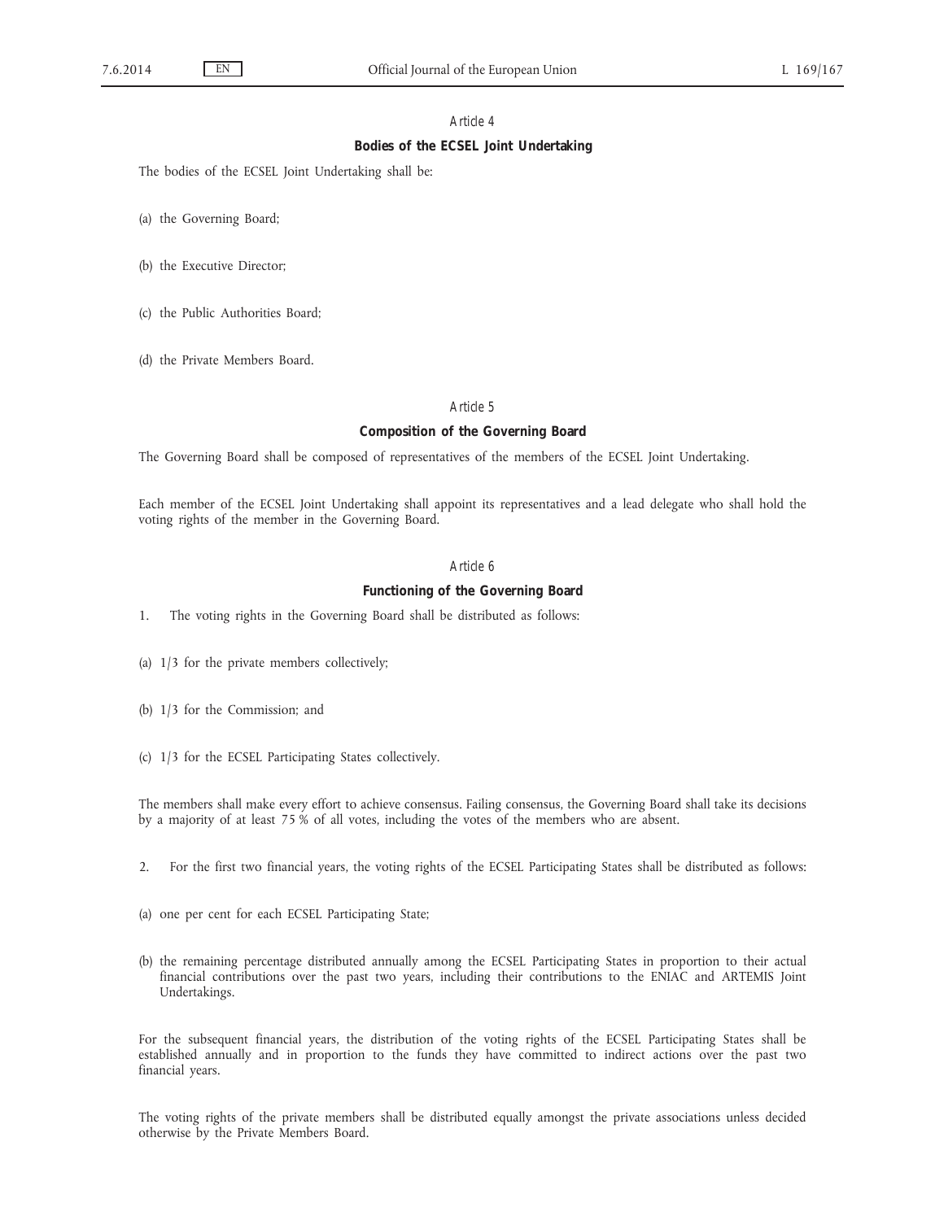*Article 4*

**Bodies of the ECSEL Joint Undertaking**

The bodies of the ECSEL Joint Undertaking shall be:

(a) the Governing Board;

(b) the Executive Director;

(c) the Public Authorities Board;

(d) the Private Members Board.

*Article 5*

**Composition of the Governing Board**

The Governing Board shall be composed of representatives of the members of the ECSEL Joint Undertaking.

Each member of the ECSEL Joint Undertaking shall appoint its representatives and a lead delegate who shall hold the voting rights of the member in the Governing Board.

*Article 6*

**Functioning of the Governing Board**

1. The voting rights in the Governing Board shall be distributed as follows:

(a) 1/3 for the private members collectively;

(b) 1/3 for the Commission; and

(c) 1/3 for the ECSEL Participating States collectively.

The members shall make every effort to achieve consensus. Failing consensus, the Governing Board shall take its decisions by a majority of at least 75 % of all votes, including the votes of the members who are absent.

2. For the first two financial years, the voting rights of the ECSEL Participating States shall be distributed as follows:

(a) one per cent for each ECSEL Participating State;

(b) the remaining percentage distributed annually among the ECSEL Participating States in proportion to their actual financial contributions over the past two years, including their contributions to the ENIAC and ARTEMIS Joint Undertakings.

For the subsequent financial years, the distribution of the voting rights of the ECSEL Participating States shall be established annually and in proportion to the funds they have committed to indirect actions over the past two financial years.

The voting rights of the private members shall be distributed equally amongst the private associations unless decided otherwise by the Private Members Board.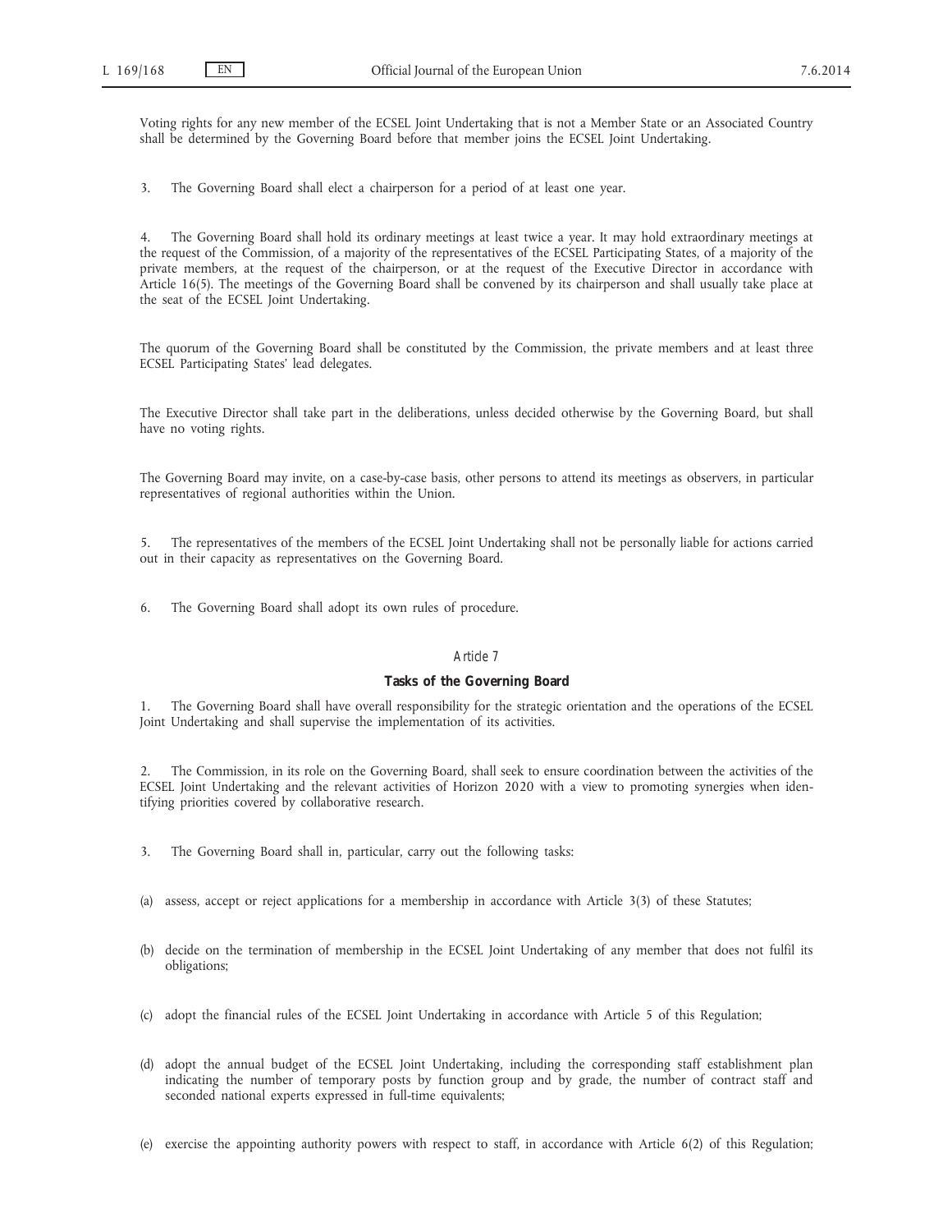Voting rights for any new member of the ECSEL Joint Undertaking that is not a Member State or an Associated Country shall be determined by the Governing Board before that member joins the ECSEL Joint Undertaking.

3. The Governing Board shall elect a chairperson for a period of at least one year.

4. The Governing Board shall hold its ordinary meetings at least twice a year. It may hold extraordinary meetings at the request of the Commission, of a majority of the representatives of the ECSEL Participating States, of a majority of the private members, at the request of the chairperson, or at the request of the Executive Director in accordance with Article 16(5). The meetings of the Governing Board shall be convened by its chairperson and shall usually take place at the seat of the ECSEL Joint Undertaking.

The quorum of the Governing Board shall be constituted by the Commission, the private members and at least three ECSEL Participating States' lead delegates.

The Executive Director shall take part in the deliberations, unless decided otherwise by the Governing Board, but shall have no voting rights.

The Governing Board may invite, on a case-by-case basis, other persons to attend its meetings as observers, in particular representatives of regional authorities within the Union.

5. The representatives of the members of the ECSEL Joint Undertaking shall not be personally liable for actions carried out in their capacity as representatives on the Governing Board.

6. The Governing Board shall adopt its own rules of procedure.

*Article 7*

**Tasks of the Governing Board**

1. The Governing Board shall have overall responsibility for the strategic orientation and the operations of the ECSEL Joint Undertaking and shall supervise the implementation of its activities.

2. The Commission, in its role on the Governing Board, shall seek to ensure coordination between the activities of the ECSEL Joint Undertaking and the relevant activities of Horizon 2020 with a view to promoting synergies when identifying priorities covered by collaborative research.

3. The Governing Board shall in, particular, carry out the following tasks:

(a) assess, accept or reject applications for a membership in accordance with Article 3(3) of these Statutes;

(b) decide on the termination of membership in the ECSEL Joint Undertaking of any member that does not fulfil its obligations;

(c) adopt the financial rules of the ECSEL Joint Undertaking in accordance with Article 5 of this Regulation;

(d) adopt the annual budget of the ECSEL Joint Undertaking, including the corresponding staff establishment plan indicating the number of temporary posts by function group and by grade, the number of contract staff and seconded national experts expressed in full-time equivalents;

(e) exercise the appointing authority powers with respect to staff, in accordance with Article 6(2) of this Regulation;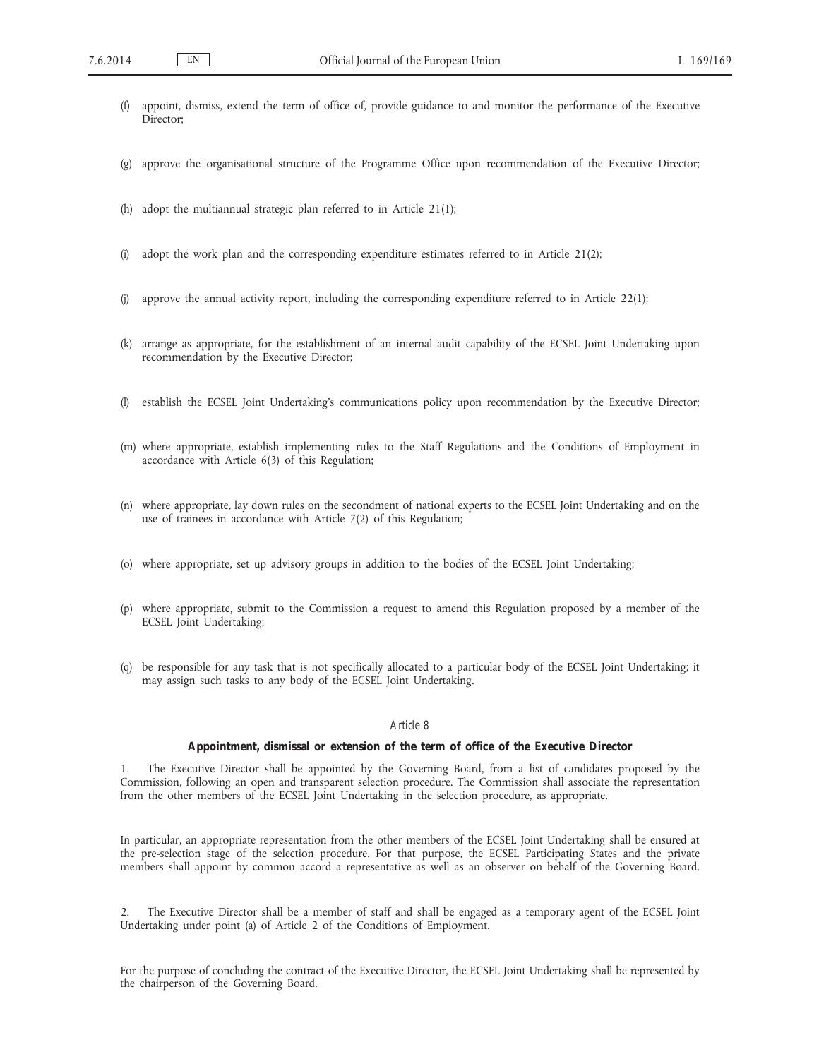(f) appoint, dismiss, extend the term of office of, provide guidance to and monitor the performance of the Executive Director;

(g) approve the organisational structure of the Programme Office upon recommendation of the Executive Director;

(h) adopt the multiannual strategic plan referred to in Article 21(1);

(i) adopt the work plan and the corresponding expenditure estimates referred to in Article 21(2);

(j) approve the annual activity report, including the corresponding expenditure referred to in Article 22(1);

(k) arrange as appropriate, for the establishment of an internal audit capability of the ECSEL Joint Undertaking upon recommendation by the Executive Director;

(l) establish the ECSEL Joint Undertaking's communications policy upon recommendation by the Executive Director;

(m) where appropriate, establish implementing rules to the Staff Regulations and the Conditions of Employment in accordance with Article 6(3) of this Regulation;

(n) where appropriate, lay down rules on the secondment of national experts to the ECSEL Joint Undertaking and on the use of trainees in accordance with Article 7(2) of this Regulation;

(o) where appropriate, set up advisory groups in addition to the bodies of the ECSEL Joint Undertaking;

(p) where appropriate, submit to the Commission a request to amend this Regulation proposed by a member of the ECSEL Joint Undertaking;

(q) be responsible for any task that is not specifically allocated to a particular body of the ECSEL Joint Undertaking; it may assign such tasks to any body of the ECSEL Joint Undertaking.

*Article 8*

**Appointment, dismissal or extension of the term of office of the Executive Director**

1. The Executive Director shall be appointed by the Governing Board, from a list of candidates proposed by the Commission, following an open and transparent selection procedure. The Commission shall associate the representation from the other members of the ECSEL Joint Undertaking in the selection procedure, as appropriate.

In particular, an appropriate representation from the other members of the ECSEL Joint Undertaking shall be ensured at the pre-selection stage of the selection procedure. For that purpose, the ECSEL Participating States and the private members shall appoint by common accord a representative as well as an observer on behalf of the Governing Board.

2. The Executive Director shall be a member of staff and shall be engaged as a temporary agent of the ECSEL Joint Undertaking under point (a) of Article 2 of the Conditions of Employment.

For the purpose of concluding the contract of the Executive Director, the ECSEL Joint Undertaking shall be represented by the chairperson of the Governing Board.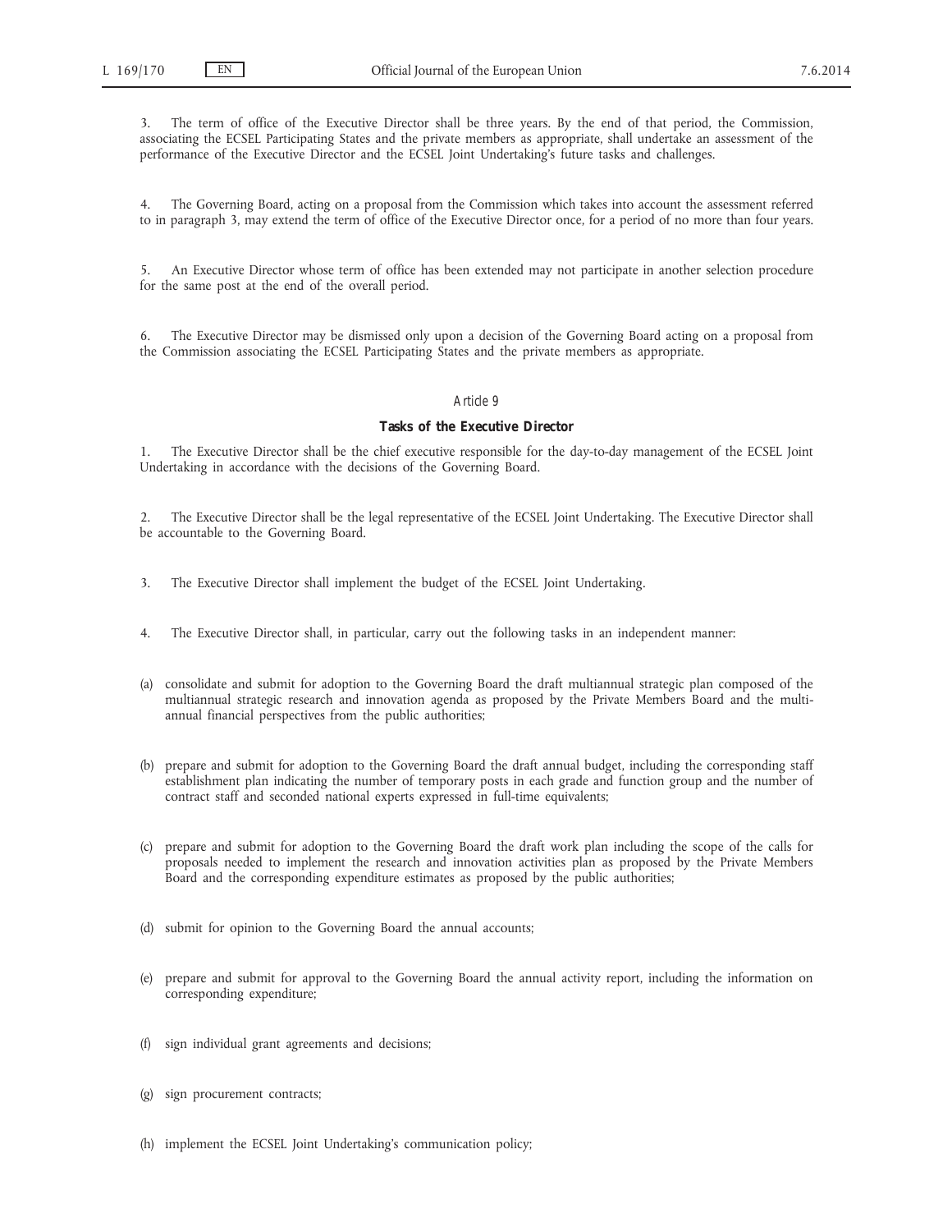3. The term of office of the Executive Director shall be three years. By the end of that period, the Commission, associating the ECSEL Participating States and the private members as appropriate, shall undertake an assessment of the performance of the Executive Director and the ECSEL Joint Undertaking's future tasks and challenges.

4. The Governing Board, acting on a proposal from the Commission which takes into account the assessment referred to in paragraph 3, may extend the term of office of the Executive Director once, for a period of no more than four years.

5. An Executive Director whose term of office has been extended may not participate in another selection procedure for the same post at the end of the overall period.

6. The Executive Director may be dismissed only upon a decision of the Governing Board acting on a proposal from the Commission associating the ECSEL Participating States and the private members as appropriate.

*Article 9*

**Tasks of the Executive Director**

1. The Executive Director shall be the chief executive responsible for the day-to-day management of the ECSEL Joint Undertaking in accordance with the decisions of the Governing Board.

2. The Executive Director shall be the legal representative of the ECSEL Joint Undertaking. The Executive Director shall be accountable to the Governing Board.

3. The Executive Director shall implement the budget of the ECSEL Joint Undertaking.

4. The Executive Director shall, in particular, carry out the following tasks in an independent manner:

(a) consolidate and submit for adoption to the Governing Board the draft multiannual strategic plan composed of the multiannual strategic research and innovation agenda as proposed by the Private Members Board and the multi-annual financial perspectives from the public authorities;

(b) prepare and submit for adoption to the Governing Board the draft annual budget, including the corresponding staff establishment plan indicating the number of temporary posts in each grade and function group and the number of contract staff and seconded national experts expressed in full-time equivalents;

(c) prepare and submit for adoption to the Governing Board the draft work plan including the scope of the calls for proposals needed to implement the research and innovation activities plan as proposed by the Private Members Board and the corresponding expenditure estimates as proposed by the public authorities;

(d) submit for opinion to the Governing Board the annual accounts;

(e) prepare and submit for approval to the Governing Board the annual activity report, including the information on corresponding expenditure;

(f) sign individual grant agreements and decisions;

(g) sign procurement contracts;

(h) implement the ECSEL Joint Undertaking's communication policy;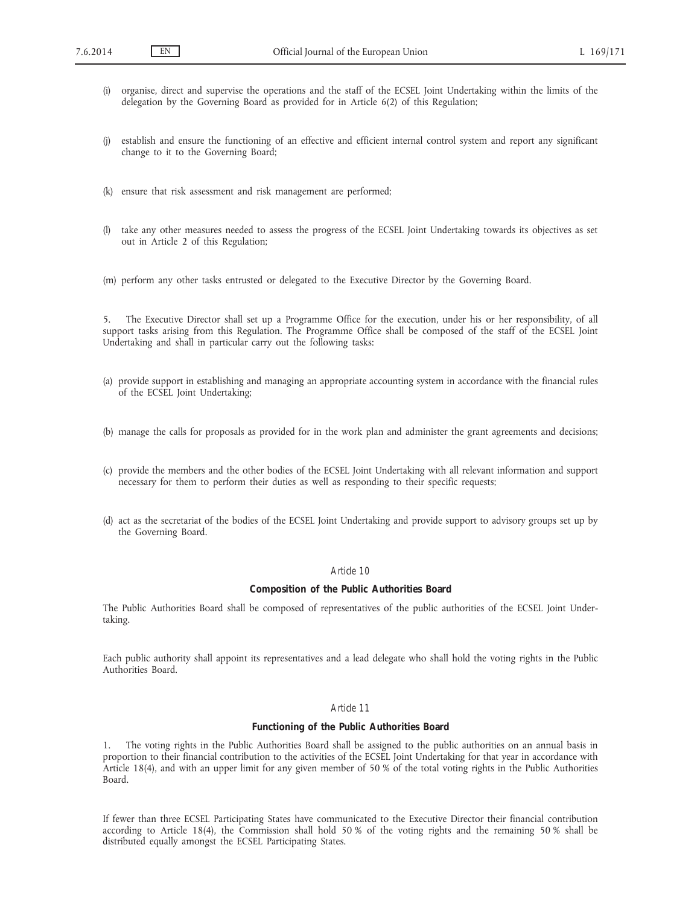(i) organise, direct and supervise the operations and the staff of the ECSEL Joint Undertaking within the limits of the delegation by the Governing Board as provided for in Article 6(2) of this Regulation;

(j) establish and ensure the functioning of an effective and efficient internal control system and report any significant change to it to the Governing Board;

(k) ensure that risk assessment and risk management are performed;

(l) take any other measures needed to assess the progress of the ECSEL Joint Undertaking towards its objectives as set out in Article 2 of this Regulation;

(m) perform any other tasks entrusted or delegated to the Executive Director by the Governing Board.

5. The Executive Director shall set up a Programme Office for the execution, under his or her responsibility, of all support tasks arising from this Regulation. The Programme Office shall be composed of the staff of the ECSEL Joint Undertaking and shall in particular carry out the following tasks:

(a) provide support in establishing and managing an appropriate accounting system in accordance with the financial rules of the ECSEL Joint Undertaking;

(b) manage the calls for proposals as provided for in the work plan and administer the grant agreements and decisions;

(c) provide the members and the other bodies of the ECSEL Joint Undertaking with all relevant information and support necessary for them to perform their duties as well as responding to their specific requests;

(d) act as the secretariat of the bodies of the ECSEL Joint Undertaking and provide support to advisory groups set up by the Governing Board.

*Article 10*

**Composition of the Public Authorities Board**

The Public Authorities Board shall be composed of representatives of the public authorities of the ECSEL Joint Undertaking.

Each public authority shall appoint its representatives and a lead delegate who shall hold the voting rights in the Public Authorities Board.

*Article 11*

**Functioning of the Public Authorities Board**

1. The voting rights in the Public Authorities Board shall be assigned to the public authorities on an annual basis in proportion to their financial contribution to the activities of the ECSEL Joint Undertaking for that year in accordance with Article 18(4), and with an upper limit for any given member of 50 % of the total voting rights in the Public Authorities Board.

If fewer than three ECSEL Participating States have communicated to the Executive Director their financial contribution according to Article 18(4), the Commission shall hold 50 % of the voting rights and the remaining 50 % shall be distributed equally amongst the ECSEL Participating States.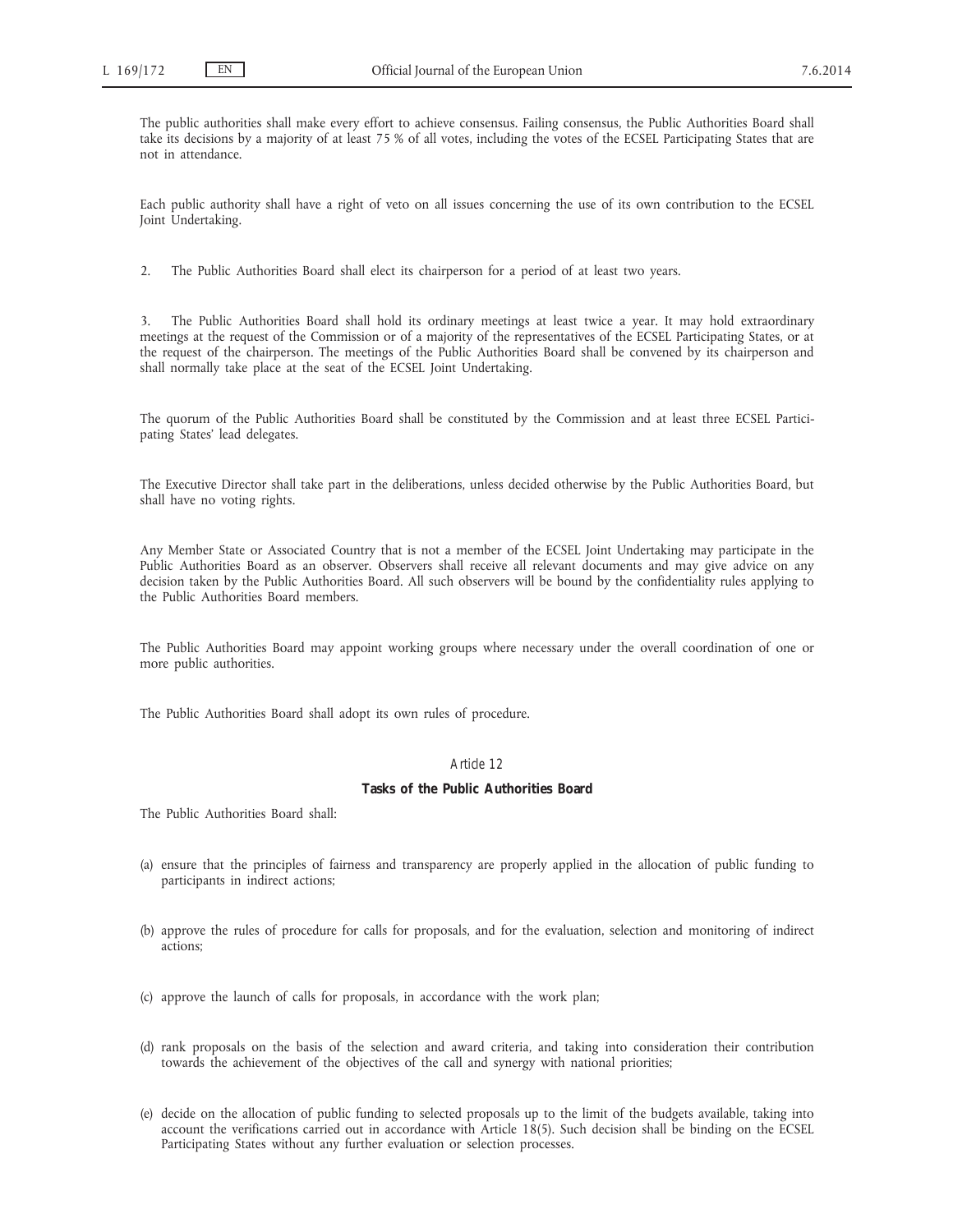The public authorities shall make every effort to achieve consensus. Failing consensus, the Public Authorities Board shall take its decisions by a majority of at least 75 % of all votes, including the votes of the ECSEL Participating States that are not in attendance.

Each public authority shall have a right of veto on all issues concerning the use of its own contribution to the ECSEL Joint Undertaking.

2. The Public Authorities Board shall elect its chairperson for a period of at least two years.

3. The Public Authorities Board shall hold its ordinary meetings at least twice a year. It may hold extraordinary meetings at the request of the Commission or of a majority of the representatives of the ECSEL Participating States, or at the request of the chairperson. The meetings of the Public Authorities Board shall be convened by its chairperson and shall normally take place at the seat of the ECSEL Joint Undertaking.

The quorum of the Public Authorities Board shall be constituted by the Commission and at least three ECSEL Participating States' lead delegates.

The Executive Director shall take part in the deliberations, unless decided otherwise by the Public Authorities Board, but shall have no voting rights.

Any Member State or Associated Country that is not a member of the ECSEL Joint Undertaking may participate in the Public Authorities Board as an observer. Observers shall receive all relevant documents and may give advice on any decision taken by the Public Authorities Board. All such observers will be bound by the confidentiality rules applying to the Public Authorities Board members.

The Public Authorities Board may appoint working groups where necessary under the overall coordination of one or more public authorities.

The Public Authorities Board shall adopt its own rules of procedure.

*Article 12*

**Tasks of the Public Authorities Board**

The Public Authorities Board shall:

(a) ensure that the principles of fairness and transparency are properly applied in the allocation of public funding to participants in indirect actions;

(b) approve the rules of procedure for calls for proposals, and for the evaluation, selection and monitoring of indirect actions;

(c) approve the launch of calls for proposals, in accordance with the work plan;

(d) rank proposals on the basis of the selection and award criteria, and taking into consideration their contribution towards the achievement of the objectives of the call and synergy with national priorities;

(e) decide on the allocation of public funding to selected proposals up to the limit of the budgets available, taking into account the verifications carried out in accordance with Article 18(5). Such decision shall be binding on the ECSEL Participating States without any further evaluation or selection processes.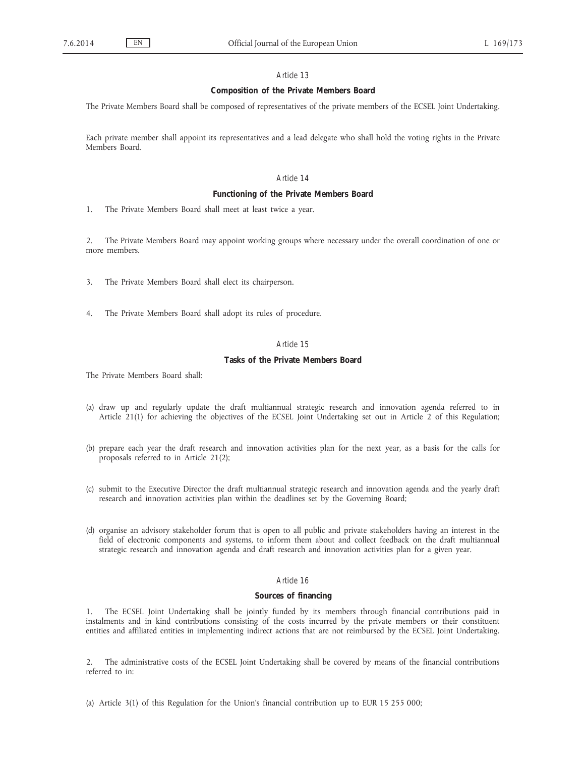## Article 13

### Composition of the Private Members Board

The Private Members Board shall be composed of representatives of the private members of the ECSEL Joint Undertaking.

Each private member shall appoint its representatives and a lead delegate who shall hold the voting rights in the Private Members Board.

## Article 14

### Functioning of the Private Members Board

1. The Private Members Board shall meet at least twice a year.

2. The Private Members Board may appoint working groups where necessary under the overall coordination of one or more members.

3. The Private Members Board shall elect its chairperson.

4. The Private Members Board shall adopt its rules of procedure.

## Article 15

### Tasks of the Private Members Board

The Private Members Board shall:

(a) draw up and regularly update the draft multiannual strategic research and innovation agenda referred to in Article 21(1) for achieving the objectives of the ECSEL Joint Undertaking set out in Article 2 of this Regulation;

(b) prepare each year the draft research and innovation activities plan for the next year, as a basis for the calls for proposals referred to in Article 21(2);

(c) submit to the Executive Director the draft multiannual strategic research and innovation agenda and the yearly draft research and innovation activities plan within the deadlines set by the Governing Board;

(d) organise an advisory stakeholder forum that is open to all public and private stakeholders having an interest in the field of electronic components and systems, to inform them about and collect feedback on the draft multiannual strategic research and innovation agenda and draft research and innovation activities plan for a given year.

## Article 16

### Sources of financing

1. The ECSEL Joint Undertaking shall be jointly funded by its members through financial contributions paid in instalments and in kind contributions consisting of the costs incurred by the private members or their constituent entities and affiliated entities in implementing indirect actions that are not reimbursed by the ECSEL Joint Undertaking.

2. The administrative costs of the ECSEL Joint Undertaking shall be covered by means of the financial contributions referred to in:

(a) Article 3(1) of this Regulation for the Union's financial contribution up to EUR 15 255 000;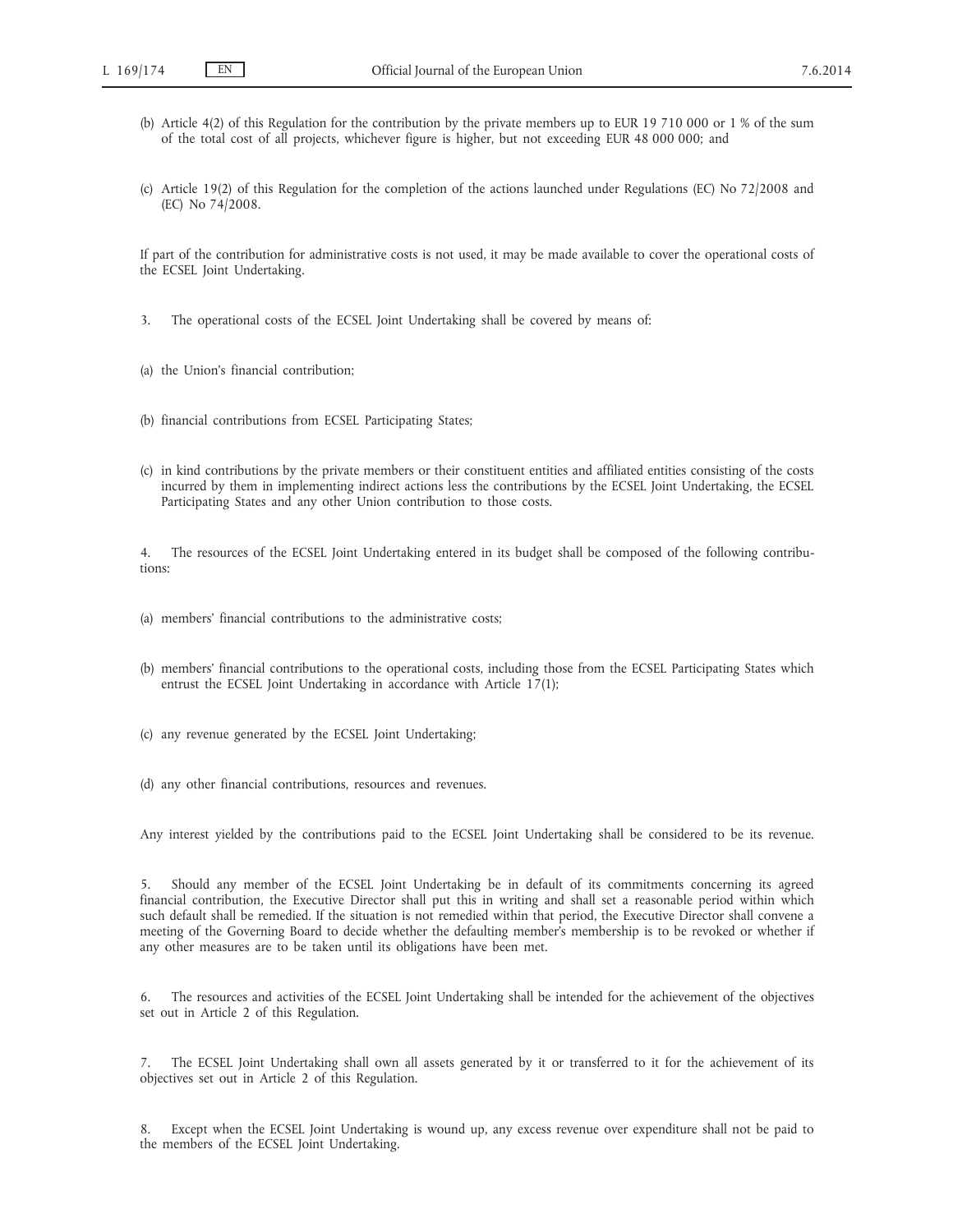(b) Article 4(2) of this Regulation for the contribution by the private members up to EUR 19 710 000 or 1 % of the sum of the total cost of all projects, whichever figure is higher, but not exceeding EUR 48 000 000; and

(c) Article 19(2) of this Regulation for the completion of the actions launched under Regulations (EC) No 72/2008 and (EC) No 74/2008.

If part of the contribution for administrative costs is not used, it may be made available to cover the operational costs of the ECSEL Joint Undertaking.

3. The operational costs of the ECSEL Joint Undertaking shall be covered by means of:

(a) the Union's financial contribution;

(b) financial contributions from ECSEL Participating States;

(c) in kind contributions by the private members or their constituent entities and affiliated entities consisting of the costs incurred by them in implementing indirect actions less the contributions by the ECSEL Joint Undertaking, the ECSEL Participating States and any other Union contribution to those costs.

4. The resources of the ECSEL Joint Undertaking entered in its budget shall be composed of the following contributions:

(a) members' financial contributions to the administrative costs;

(b) members' financial contributions to the operational costs, including those from the ECSEL Participating States which entrust the ECSEL Joint Undertaking in accordance with Article 17(1);

(c) any revenue generated by the ECSEL Joint Undertaking;

(d) any other financial contributions, resources and revenues.

Any interest yielded by the contributions paid to the ECSEL Joint Undertaking shall be considered to be its revenue.

5. Should any member of the ECSEL Joint Undertaking be in default of its commitments concerning its agreed financial contribution, the Executive Director shall put this in writing and shall set a reasonable period within which such default shall be remedied. If the situation is not remedied within that period, the Executive Director shall convene a meeting of the Governing Board to decide whether the defaulting member's membership is to be revoked or whether if any other measures are to be taken until its obligations have been met.

6. The resources and activities of the ECSEL Joint Undertaking shall be intended for the achievement of the objectives set out in Article 2 of this Regulation.

7. The ECSEL Joint Undertaking shall own all assets generated by it or transferred to it for the achievement of its objectives set out in Article 2 of this Regulation.

8. Except when the ECSEL Joint Undertaking is wound up, any excess revenue over expenditure shall not be paid to the members of the ECSEL Joint Undertaking.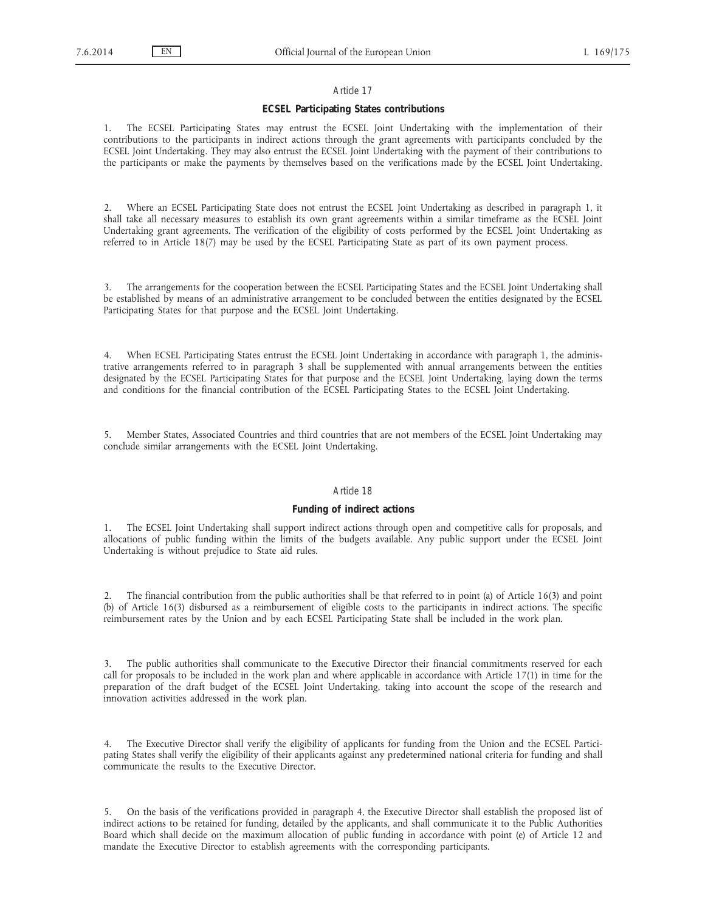## Article 17

### ECSEL Participating States contributions

1. The ECSEL Participating States may entrust the ECSEL Joint Undertaking with the implementation of their contributions to the participants in indirect actions through the grant agreements with participants concluded by the ECSEL Joint Undertaking. They may also entrust the ECSEL Joint Undertaking with the payment of their contributions to the participants or make the payments by themselves based on the verifications made by the ECSEL Joint Undertaking.

2. Where an ECSEL Participating State does not entrust the ECSEL Joint Undertaking as described in paragraph 1, it shall take all necessary measures to establish its own grant agreements within a similar timeframe as the ECSEL Joint Undertaking grant agreements. The verification of the eligibility of costs performed by the ECSEL Joint Undertaking as referred to in Article 18(7) may be used by the ECSEL Participating State as part of its own payment process.

3. The arrangements for the cooperation between the ECSEL Participating States and the ECSEL Joint Undertaking shall be established by means of an administrative arrangement to be concluded between the entities designated by the ECSEL Participating States for that purpose and the ECSEL Joint Undertaking.

4. When ECSEL Participating States entrust the ECSEL Joint Undertaking in accordance with paragraph 1, the administrative arrangements referred to in paragraph 3 shall be supplemented with annual arrangements between the entities designated by the ECSEL Participating States for that purpose and the ECSEL Joint Undertaking, laying down the terms and conditions for the financial contribution of the ECSEL Participating States to the ECSEL Joint Undertaking.

5. Member States, Associated Countries and third countries that are not members of the ECSEL Joint Undertaking may conclude similar arrangements with the ECSEL Joint Undertaking.

## Article 18

### Funding of indirect actions

1. The ECSEL Joint Undertaking shall support indirect actions through open and competitive calls for proposals, and allocations of public funding within the limits of the budgets available. Any public support under the ECSEL Joint Undertaking is without prejudice to State aid rules.

2. The financial contribution from the public authorities shall be that referred to in point (a) of Article 16(3) and point (b) of Article 16(3) disbursed as a reimbursement of eligible costs to the participants in indirect actions. The specific reimbursement rates by the Union and by each ECSEL Participating State shall be included in the work plan.

3. The public authorities shall communicate to the Executive Director their financial commitments reserved for each call for proposals to be included in the work plan and where applicable in accordance with Article 17(1) in time for the preparation of the draft budget of the ECSEL Joint Undertaking, taking into account the scope of the research and innovation activities addressed in the work plan.

4. The Executive Director shall verify the eligibility of applicants for funding from the Union and the ECSEL Participating States shall verify the eligibility of their applicants against any predetermined national criteria for funding and shall communicate the results to the Executive Director.

5. On the basis of the verifications provided in paragraph 4, the Executive Director shall establish the proposed list of indirect actions to be retained for funding, detailed by the applicants, and shall communicate it to the Public Authorities Board which shall decide on the maximum allocation of public funding in accordance with point (e) of Article 12 and mandate the Executive Director to establish agreements with the corresponding participants.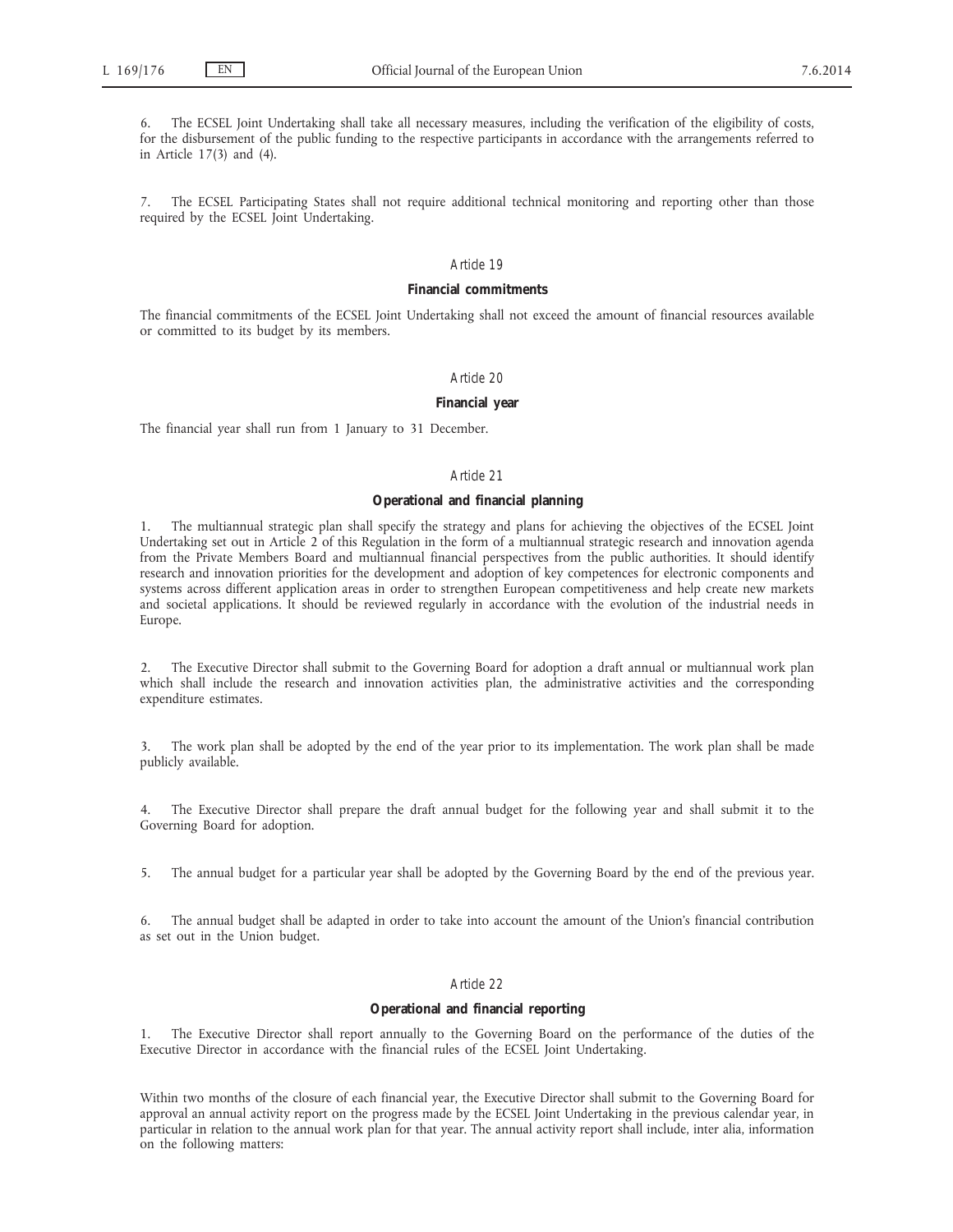6. The ECSEL Joint Undertaking shall take all necessary measures, including the verification of the eligibility of costs, for the disbursement of the public funding to the respective participants in accordance with the arrangements referred to in Article 17(3) and (4).

7. The ECSEL Participating States shall not require additional technical monitoring and reporting other than those required by the ECSEL Joint Undertaking.

*Article 19*

**Financial commitments**

The financial commitments of the ECSEL Joint Undertaking shall not exceed the amount of financial resources available or committed to its budget by its members.

*Article 20*

**Financial year**

The financial year shall run from 1 January to 31 December.

*Article 21*

**Operational and financial planning**

1. The multiannual strategic plan shall specify the strategy and plans for achieving the objectives of the ECSEL Joint Undertaking set out in Article 2 of this Regulation in the form of a multiannual strategic research and innovation agenda from the Private Members Board and multiannual financial perspectives from the public authorities. It should identify research and innovation priorities for the development and adoption of key competences for electronic components and systems across different application areas in order to strengthen European competitiveness and help create new markets and societal applications. It should be reviewed regularly in accordance with the evolution of the industrial needs in Europe.

2. The Executive Director shall submit to the Governing Board for adoption a draft annual or multiannual work plan which shall include the research and innovation activities plan, the administrative activities and the corresponding expenditure estimates.

3. The work plan shall be adopted by the end of the year prior to its implementation. The work plan shall be made publicly available.

4. The Executive Director shall prepare the draft annual budget for the following year and shall submit it to the Governing Board for adoption.

5. The annual budget for a particular year shall be adopted by the Governing Board by the end of the previous year.

6. The annual budget shall be adapted in order to take into account the amount of the Union's financial contribution as set out in the Union budget.

*Article 22*

**Operational and financial reporting**

1. The Executive Director shall report annually to the Governing Board on the performance of the duties of the Executive Director in accordance with the financial rules of the ECSEL Joint Undertaking.

Within two months of the closure of each financial year, the Executive Director shall submit to the Governing Board for approval an annual activity report on the progress made by the ECSEL Joint Undertaking in the previous calendar year, in particular in relation to the annual work plan for that year. The annual activity report shall include, inter alia, information on the following matters: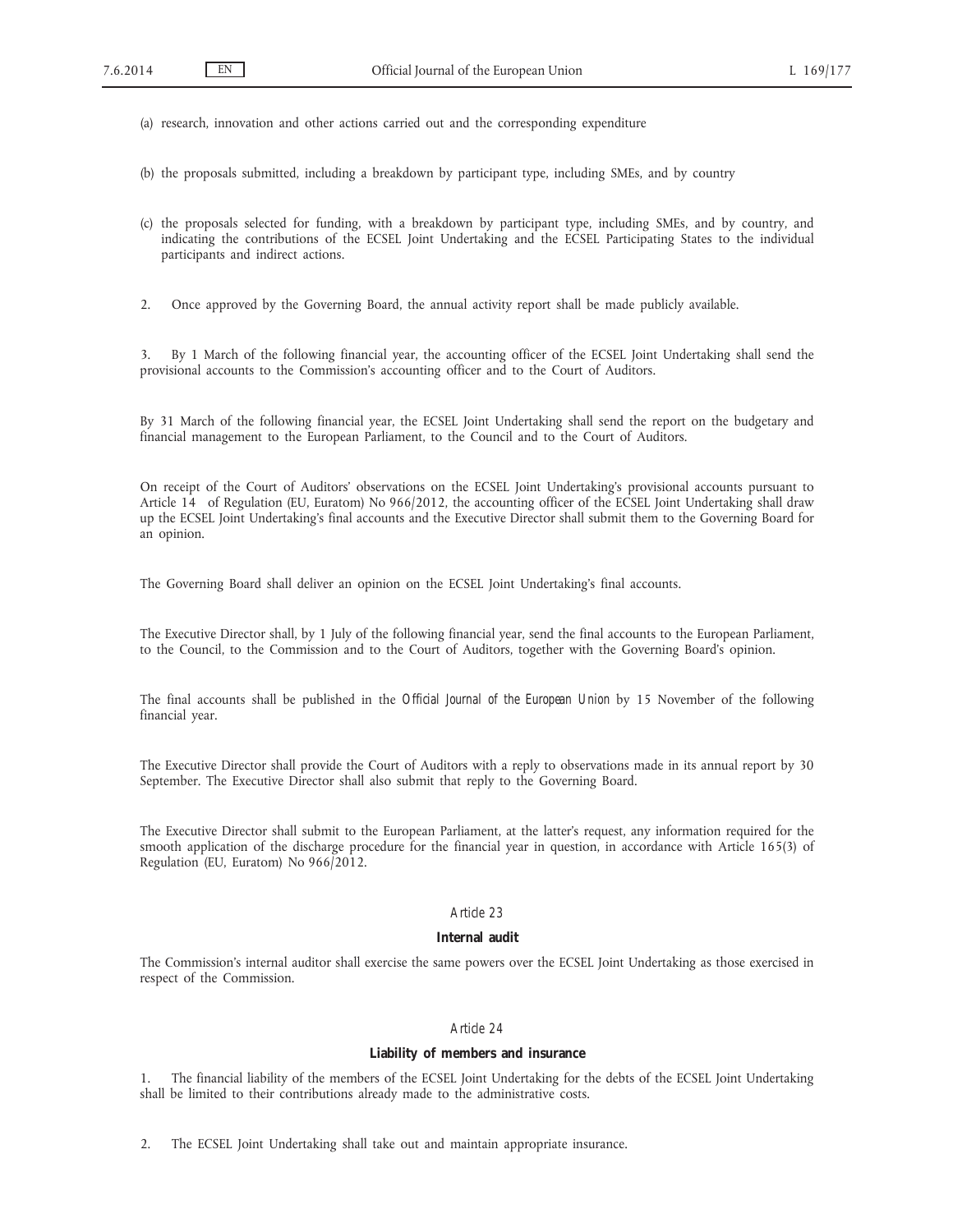(a) research, innovation and other actions carried out and the corresponding expenditure

(b) the proposals submitted, including a breakdown by participant type, including SMEs, and by country

(c) the proposals selected for funding, with a breakdown by participant type, including SMEs, and by country, and indicating the contributions of the ECSEL Joint Undertaking and the ECSEL Participating States to the individual participants and indirect actions.

2. Once approved by the Governing Board, the annual activity report shall be made publicly available.

3. By 1 March of the following financial year, the accounting officer of the ECSEL Joint Undertaking shall send the provisional accounts to the Commission's accounting officer and to the Court of Auditors.

By 31 March of the following financial year, the ECSEL Joint Undertaking shall send the report on the budgetary and financial management to the European Parliament, to the Council and to the Court of Auditors.

On receipt of the Court of Auditors' observations on the ECSEL Joint Undertaking's provisional accounts pursuant to Article 14 of Regulation (EU, Euratom) No 966/2012, the accounting officer of the ECSEL Joint Undertaking shall draw up the ECSEL Joint Undertaking's final accounts and the Executive Director shall submit them to the Governing Board for an opinion.

The Governing Board shall deliver an opinion on the ECSEL Joint Undertaking's final accounts.

The Executive Director shall, by 1 July of the following financial year, send the final accounts to the European Parliament, to the Council, to the Commission and to the Court of Auditors, together with the Governing Board's opinion.

The final accounts shall be published in the *Official Journal of the European Union* by 15 November of the following financial year.

The Executive Director shall provide the Court of Auditors with a reply to observations made in its annual report by 30 September. The Executive Director shall also submit that reply to the Governing Board.

The Executive Director shall submit to the European Parliament, at the latter's request, any information required for the smooth application of the discharge procedure for the financial year in question, in accordance with Article 165(3) of Regulation (EU, Euratom) No 966/2012.

*Article 23*

**Internal audit**

The Commission's internal auditor shall exercise the same powers over the ECSEL Joint Undertaking as those exercised in respect of the Commission.

*Article 24*

**Liability of members and insurance**

1. The financial liability of the members of the ECSEL Joint Undertaking for the debts of the ECSEL Joint Undertaking shall be limited to their contributions already made to the administrative costs.

2. The ECSEL Joint Undertaking shall take out and maintain appropriate insurance.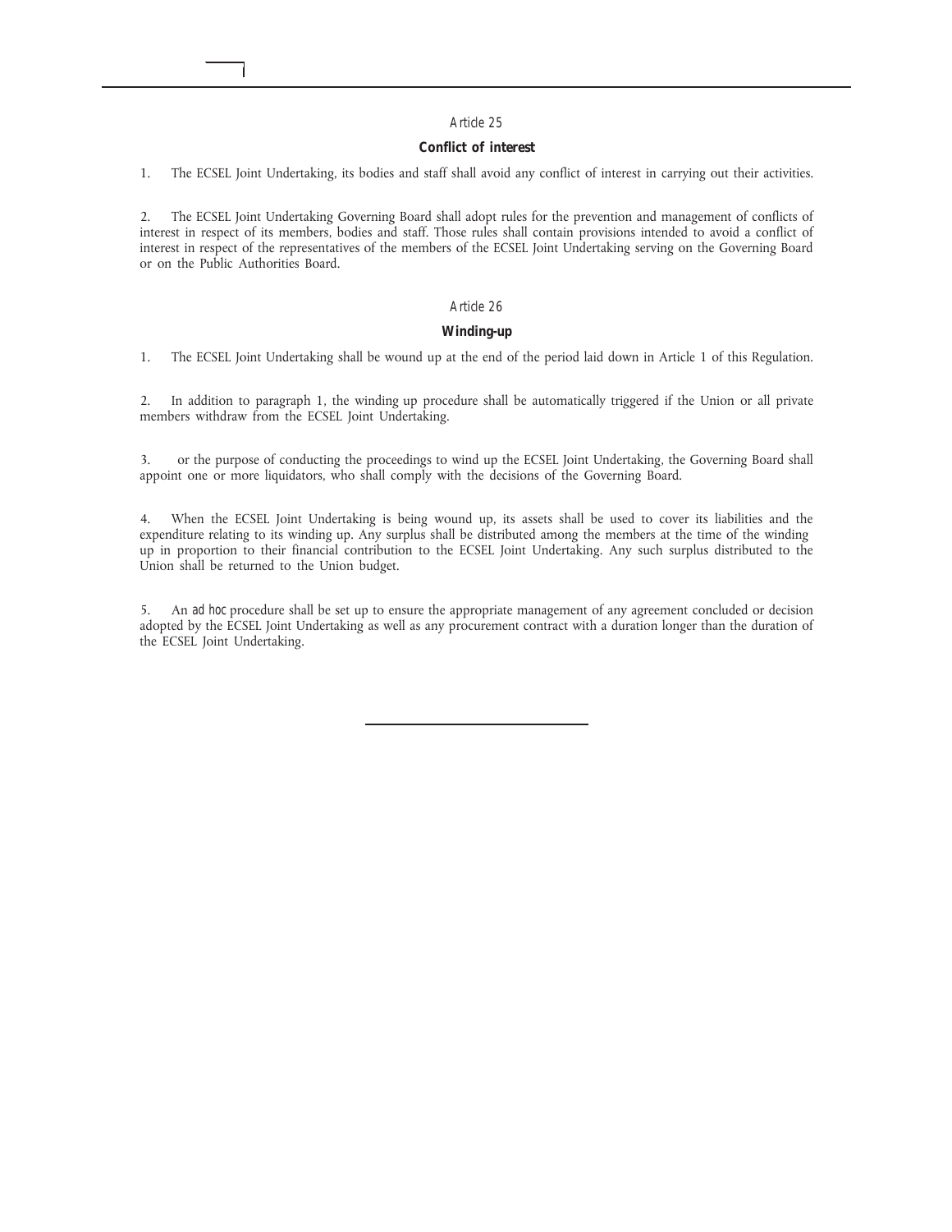*Article 25*

**Conflict of interest**

1. The ECSEL Joint Undertaking, its bodies and staff shall avoid any conflict of interest in carrying out their activities.

2. The ECSEL Joint Undertaking Governing Board shall adopt rules for the prevention and management of conflicts of interest in respect of its members, bodies and staff. Those rules shall contain provisions intended to avoid a conflict of interest in respect of the representatives of the members of the ECSEL Joint Undertaking serving on the Governing Board or on the Public Authorities Board.

*Article 26*

**Winding-up**

1. The ECSEL Joint Undertaking shall be wound up at the end of the period laid down in Article 1 of this Regulation.

2. In addition to paragraph 1, the winding up procedure shall be automatically triggered if the Union or all private members withdraw from the ECSEL Joint Undertaking.

3. or the purpose of conducting the proceedings to wind up the ECSEL Joint Undertaking, the Governing Board shall appoint one or more liquidators, who shall comply with the decisions of the Governing Board.

4. When the ECSEL Joint Undertaking is being wound up, its assets shall be used to cover its liabilities and the expenditure relating to its winding up. Any surplus shall be distributed among the members at the time of the winding up in proportion to their financial contribution to the ECSEL Joint Undertaking. Any such surplus distributed to the Union shall be returned to the Union budget.

5. An *ad hoc* procedure shall be set up to ensure the appropriate management of any agreement concluded or decision adopted by the ECSEL Joint Undertaking as well as any procurement contract with a duration longer than the duration of the ECSEL Joint Undertaking.